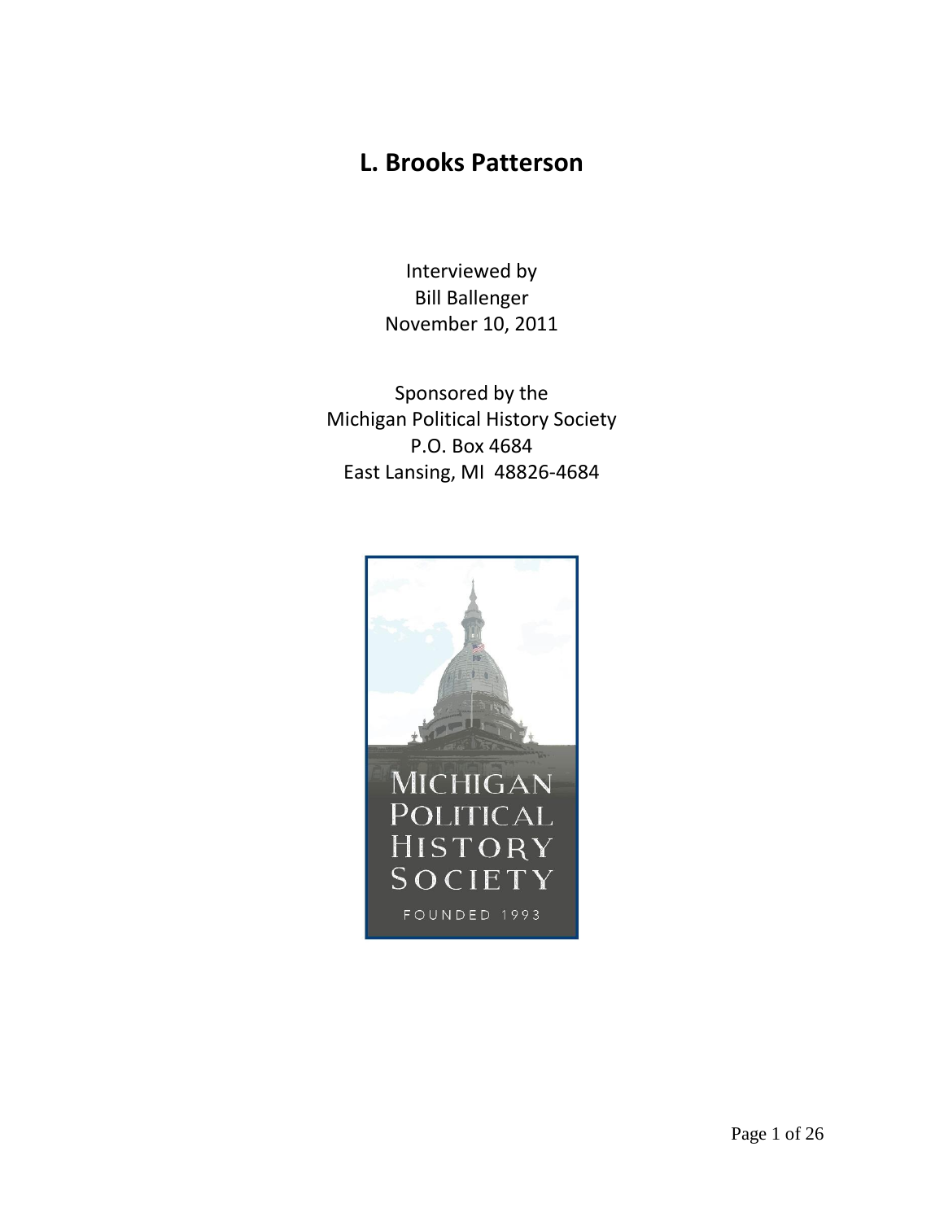# L. Brooks Patterson

Interviewed by
Bill Ballenger
November 10, 2011

Sponsored by the
Michigan Political History Society
P.O. Box 4684
East Lansing, MI 48826-4684

MICHIGAN
POLITICAL
HISTORY
SOCIETY
FOUNDED 1993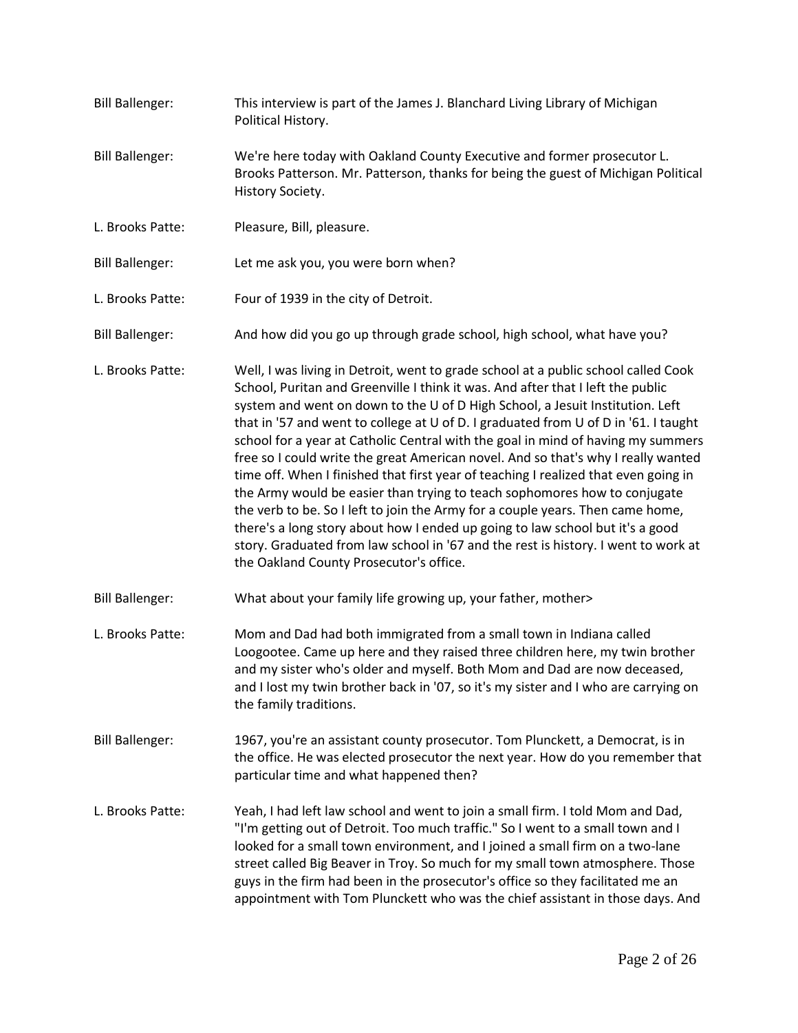Bill Ballenger: This interview is part of the James J. Blanchard Living Library of Michigan Political History.

Bill Ballenger: We're here today with Oakland County Executive and former prosecutor L. Brooks Patterson. Mr. Patterson, thanks for being the guest of Michigan Political History Society.

L. Brooks Patte: Pleasure, Bill, pleasure.

Bill Ballenger: Let me ask you, you were born when?

L. Brooks Patte: Four of 1939 in the city of Detroit.

Bill Ballenger: And how did you go up through grade school, high school, what have you?

L. Brooks Patte: Well, I was living in Detroit, went to grade school at a public school called Cook School, Puritan and Greenville I think it was. And after that I left the public system and went on down to the U of D High School, a Jesuit Institution. Left that in '57 and went to college at U of D. I graduated from U of D in '61. I taught school for a year at Catholic Central with the goal in mind of having my summers free so I could write the great American novel. And so that's why I really wanted time off. When I finished that first year of teaching I realized that even going in the Army would be easier than trying to teach sophomores how to conjugate the verb to be. So I left to join the Army for a couple years. Then came home, there's a long story about how I ended up going to law school but it's a good story. Graduated from law school in '67 and the rest is history. I went to work at the Oakland County Prosecutor's office.

Bill Ballenger: What about your family life growing up, your father, mother>

L. Brooks Patte: Mom and Dad had both immigrated from a small town in Indiana called Loogootee. Came up here and they raised three children here, my twin brother and my sister who's older and myself. Both Mom and Dad are now deceased, and I lost my twin brother back in '07, so it's my sister and I who are carrying on the family traditions.

Bill Ballenger: 1967, you're an assistant county prosecutor. Tom Plunckett, a Democrat, is in the office. He was elected prosecutor the next year. How do you remember that particular time and what happened then?

L. Brooks Patte: Yeah, I had left law school and went to join a small firm. I told Mom and Dad, "I'm getting out of Detroit. Too much traffic." So I went to a small town and I looked for a small town environment, and I joined a small firm on a two-lane street called Big Beaver in Troy. So much for my small town atmosphere. Those guys in the firm had been in the prosecutor's office so they facilitated me an appointment with Tom Plunckett who was the chief assistant in those days. And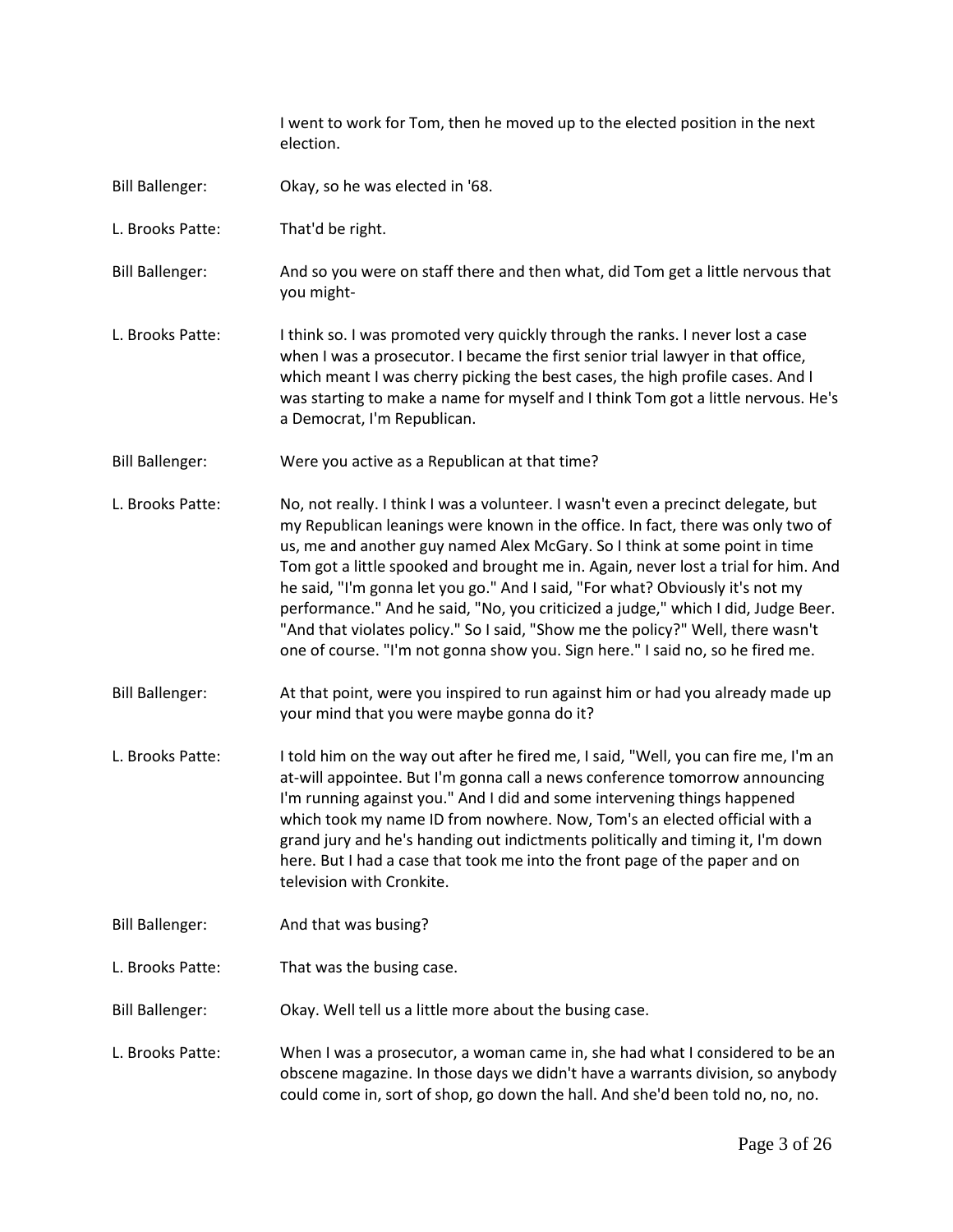I went to work for Tom, then he moved up to the elected position in the next election.

**Bill Ballenger:** Okay, so he was elected in '68.

**L. Brooks Patte:** That'd be right.

**Bill Ballenger:** And so you were on staff there and then what, did Tom get a little nervous that you might-

**L. Brooks Patte:** I think so. I was promoted very quickly through the ranks. I never lost a case when I was a prosecutor. I became the first senior trial lawyer in that office, which meant I was cherry picking the best cases, the high profile cases. And I was starting to make a name for myself and I think Tom got a little nervous. He's a Democrat, I'm Republican.

**Bill Ballenger:** Were you active as a Republican at that time?

**L. Brooks Patte:** No, not really. I think I was a volunteer. I wasn't even a precinct delegate, but my Republican leanings were known in the office. In fact, there was only two of us, me and another guy named Alex McGary. So I think at some point in time Tom got a little spooked and brought me in. Again, never lost a trial for him. And he said, "I'm gonna let you go." And I said, "For what? Obviously it's not my performance." And he said, "No, you criticized a judge," which I did, Judge Beer. "And that violates policy." So I said, "Show me the policy?" Well, there wasn't one of course. "I'm not gonna show you. Sign here." I said no, so he fired me.

**Bill Ballenger:** At that point, were you inspired to run against him or had you already made up your mind that you were maybe gonna do it?

**L. Brooks Patte:** I told him on the way out after he fired me, I said, "Well, you can fire me, I'm an at-will appointee. But I'm gonna call a news conference tomorrow announcing I'm running against you." And I did and some intervening things happened which took my name ID from nowhere. Now, Tom's an elected official with a grand jury and he's handing out indictments politically and timing it, I'm down here. But I had a case that took me into the front page of the paper and on television with Cronkite.

**Bill Ballenger:** And that was busing?

**L. Brooks Patte:** That was the busing case.

**Bill Ballenger:** Okay. Well tell us a little more about the busing case.

**L. Brooks Patte:** When I was a prosecutor, a woman came in, she had what I considered to be an obscene magazine. In those days we didn't have a warrants division, so anybody could come in, sort of shop, go down the hall. And she'd been told no, no, no.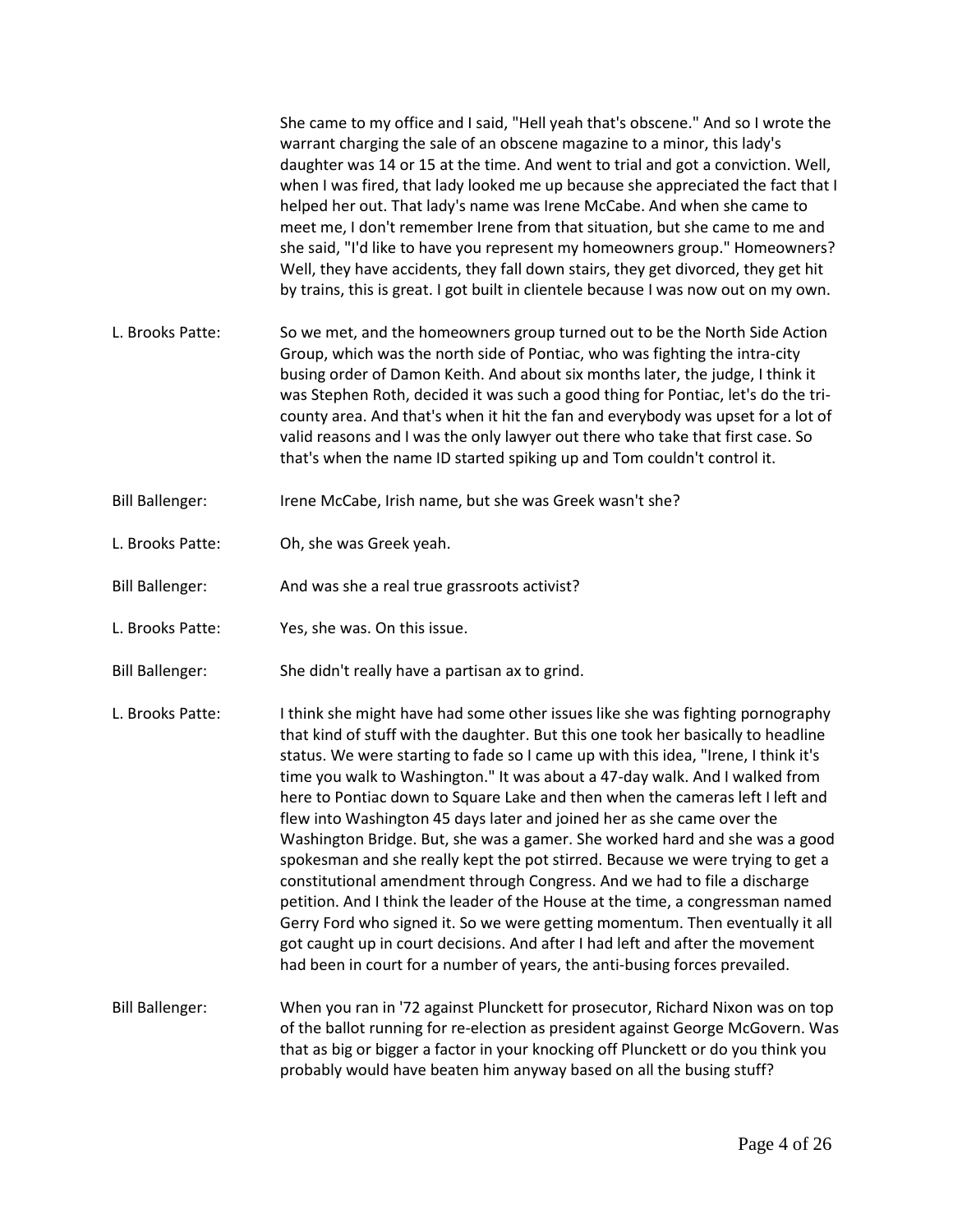She came to my office and I said, "Hell yeah that's obscene." And so I wrote the warrant charging the sale of an obscene magazine to a minor, this lady's daughter was 14 or 15 at the time. And went to trial and got a conviction. Well, when I was fired, that lady looked me up because she appreciated the fact that I helped her out. That lady's name was Irene McCabe. And when she came to meet me, I don't remember Irene from that situation, but she came to me and she said, "I'd like to have you represent my homeowners group." Homeowners? Well, they have accidents, they fall down stairs, they get divorced, they get hit by trains, this is great. I got built in clientele because I was now out on my own.

L. Brooks Patte: So we met, and the homeowners group turned out to be the North Side Action Group, which was the north side of Pontiac, who was fighting the intra-city busing order of Damon Keith. And about six months later, the judge, I think it was Stephen Roth, decided it was such a good thing for Pontiac, let's do the tri-county area. And that's when it hit the fan and everybody was upset for a lot of valid reasons and I was the only lawyer out there who take that first case. So that's when the name ID started spiking up and Tom couldn't control it.

Bill Ballenger: Irene McCabe, Irish name, but she was Greek wasn't she?

L. Brooks Patte: Oh, she was Greek yeah.

Bill Ballenger: And was she a real true grassroots activist?

L. Brooks Patte: Yes, she was. On this issue.

Bill Ballenger: She didn't really have a partisan ax to grind.

L. Brooks Patte: I think she might have had some other issues like she was fighting pornography that kind of stuff with the daughter. But this one took her basically to headline status. We were starting to fade so I came up with this idea, "Irene, I think it's time you walk to Washington." It was about a 47-day walk. And I walked from here to Pontiac down to Square Lake and then when the cameras left I left and flew into Washington 45 days later and joined her as she came over the Washington Bridge. But, she was a gamer. She worked hard and she was a good spokesman and she really kept the pot stirred. Because we were trying to get a constitutional amendment through Congress. And we had to file a discharge petition. And I think the leader of the House at the time, a congressman named Gerry Ford who signed it. So we were getting momentum. Then eventually it all got caught up in court decisions. And after I had left and after the movement had been in court for a number of years, the anti-busing forces prevailed.

Bill Ballenger: When you ran in '72 against Plunckett for prosecutor, Richard Nixon was on top of the ballot running for re-election as president against George McGovern. Was that as big or bigger a factor in your knocking off Plunckett or do you think you probably would have beaten him anyway based on all the busing stuff?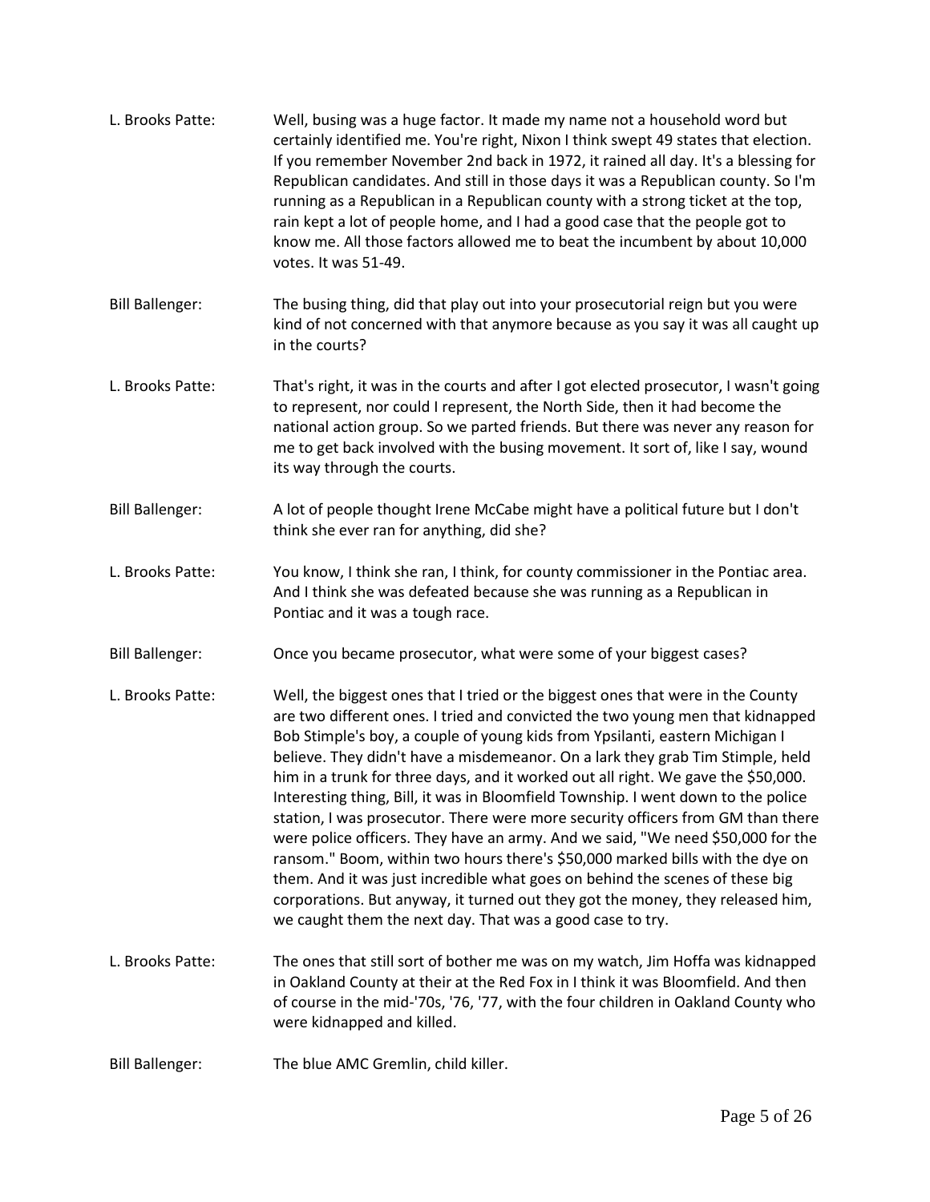**L. Brooks Patte:** Well, busing was a huge factor. It made my name not a household word but certainly identified me. You're right, Nixon I think swept 49 states that election. If you remember November 2nd back in 1972, it rained all day. It's a blessing for Republican candidates. And still in those days it was a Republican county. So I'm running as a Republican in a Republican county with a strong ticket at the top, rain kept a lot of people home, and I had a good case that the people got to know me. All those factors allowed me to beat the incumbent by about 10,000 votes. It was 51-49.

**Bill Ballenger:** The busing thing, did that play out into your prosecutorial reign but you were kind of not concerned with that anymore because as you say it was all caught up in the courts?

**L. Brooks Patte:** That's right, it was in the courts and after I got elected prosecutor, I wasn't going to represent, nor could I represent, the North Side, then it had become the national action group. So we parted friends. But there was never any reason for me to get back involved with the busing movement. It sort of, like I say, wound its way through the courts.

**Bill Ballenger:** A lot of people thought Irene McCabe might have a political future but I don't think she ever ran for anything, did she?

**L. Brooks Patte:** You know, I think she ran, I think, for county commissioner in the Pontiac area. And I think she was defeated because she was running as a Republican in Pontiac and it was a tough race.

**Bill Ballenger:** Once you became prosecutor, what were some of your biggest cases?

**L. Brooks Patte:** Well, the biggest ones that I tried or the biggest ones that were in the County are two different ones. I tried and convicted the two young men that kidnapped Bob Stimple's boy, a couple of young kids from Ypsilanti, eastern Michigan I believe. They didn't have a misdemeanor. On a lark they grab Tim Stimple, held him in a trunk for three days, and it worked out all right. We gave the $50,000. Interesting thing, Bill, it was in Bloomfield Township. I went down to the police station, I was prosecutor. There were more security officers from GM than there were police officers. They have an army. And we said, "We need $50,000 for the ransom." Boom, within two hours there's $50,000 marked bills with the dye on them. And it was just incredible what goes on behind the scenes of these big corporations. But anyway, it turned out they got the money, they released him, we caught them the next day. That was a good case to try.

**L. Brooks Patte:** The ones that still sort of bother me was on my watch, Jim Hoffa was kidnapped in Oakland County at their at the Red Fox in I think it was Bloomfield. And then of course in the mid-'70s, '76, '77, with the four children in Oakland County who were kidnapped and killed.

**Bill Ballenger:** The blue AMC Gremlin, child killer.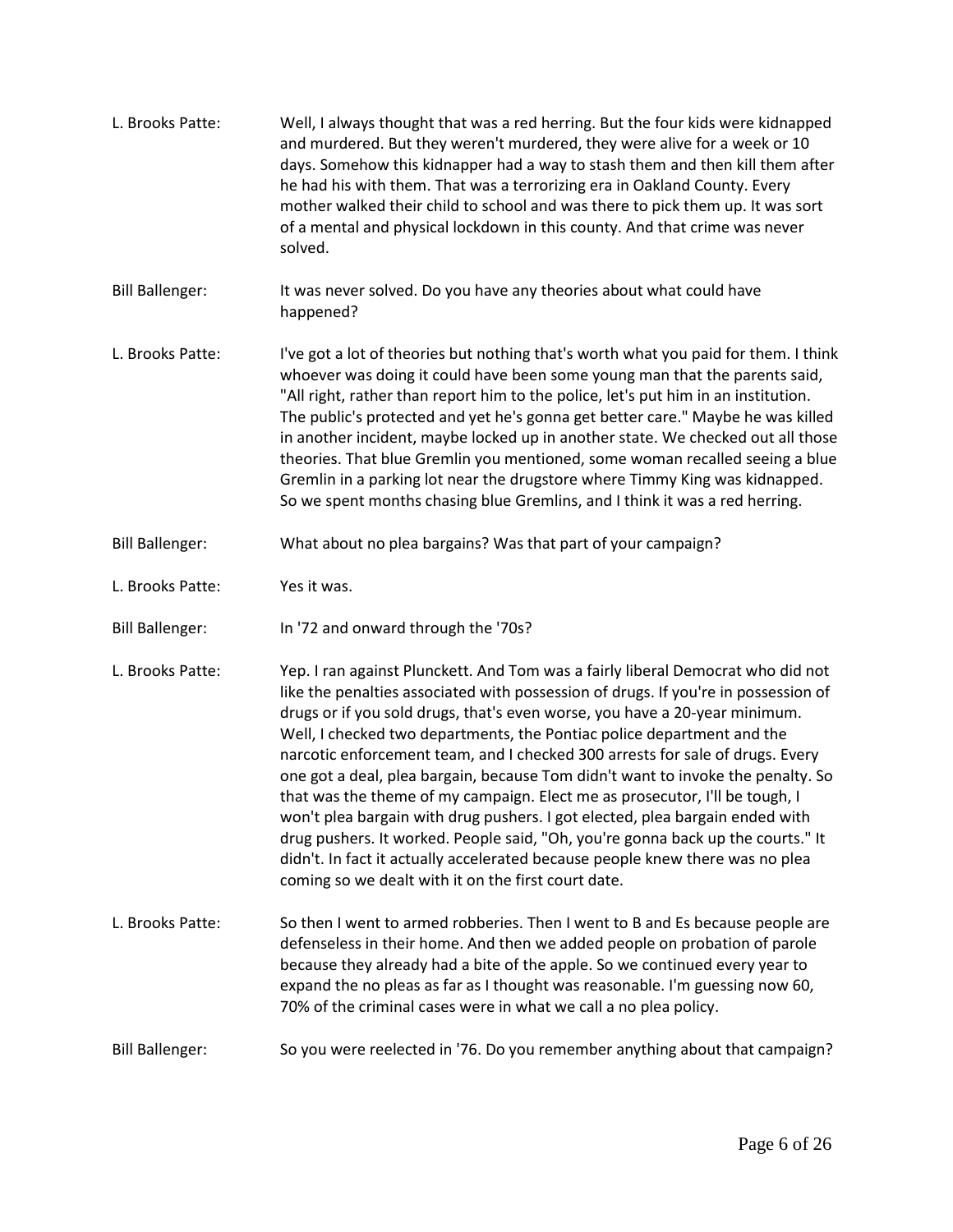L. Brooks Patte: Well, I always thought that was a red herring. But the four kids were kidnapped and murdered. But they weren't murdered, they were alive for a week or 10 days. Somehow this kidnapper had a way to stash them and then kill them after he had his with them. That was a terrorizing era in Oakland County. Every mother walked their child to school and was there to pick them up. It was sort of a mental and physical lockdown in this county. And that crime was never solved.

Bill Ballenger: It was never solved. Do you have any theories about what could have happened?

L. Brooks Patte: I've got a lot of theories but nothing that's worth what you paid for them. I think whoever was doing it could have been some young man that the parents said, "All right, rather than report him to the police, let's put him in an institution. The public's protected and yet he's gonna get better care." Maybe he was killed in another incident, maybe locked up in another state. We checked out all those theories. That blue Gremlin you mentioned, some woman recalled seeing a blue Gremlin in a parking lot near the drugstore where Timmy King was kidnapped. So we spent months chasing blue Gremlins, and I think it was a red herring.

Bill Ballenger: What about no plea bargains? Was that part of your campaign?

L. Brooks Patte: Yes it was.

Bill Ballenger: In '72 and onward through the '70s?

L. Brooks Patte: Yep. I ran against Pluncketth. And Tom was a fairly liberal Democrat who did not like the penalties associated with possession of drugs. If you're in possession of drugs or if you sold drugs, that's even worse, you have a 20-year minimum. Well, I checked two departments, the Pontiac police department and the narcotic enforcement team, and I checked 300 arrests for sale of drugs. Every one got a deal, plea bargain, because Tom didn't want to invoke the penalty. So that was the theme of my campaign. Elect me as prosecutor, I'll be tough, I won't plea bargain with drug pushers. I got elected, plea bargain ended with drug pushers. It worked. People said, "Oh, you're gonna back up the courts." It didn't. In fact it actually accelerated because people knew there was no plea coming so we dealt with it on the first court date.

L. Brooks Patte: So then I went to armed robberies. Then I went to B and Es because people are defenseless in their home. And then we added people on probation of parole because they already had a bite of the apple. So we continued every year to expand the no pleas as far as I thought was reasonable. I'm guessing now 60, 70% of the criminal cases were in what we call a no plea policy.

Bill Ballenger: So you were reelected in '76. Do you remember anything about that campaign?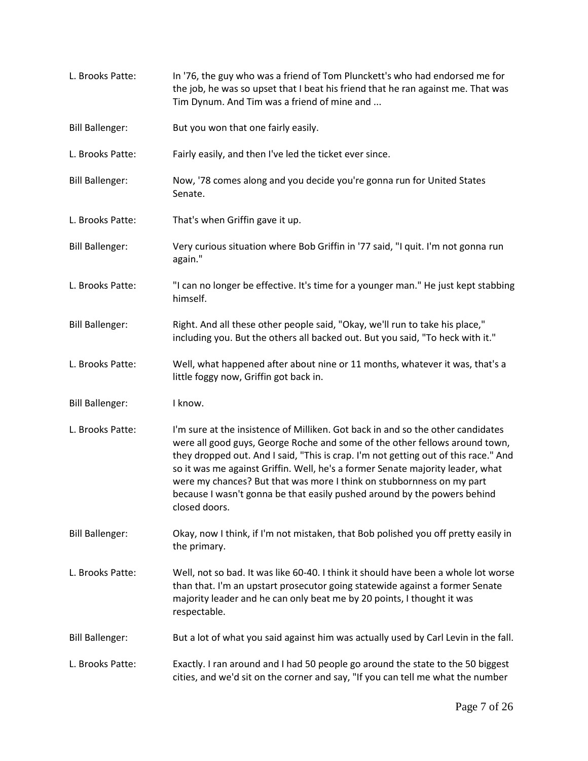L. Brooks Patte: In '76, the guy who was a friend of Tom Plunckett's who had endorsed me for the job, he was so upset that I beat his friend that he ran against me. That was Tim Dynum. And Tim was a friend of mine and ...

Bill Ballenger: But you won that one fairly easily.

L. Brooks Patte: Fairly easily, and then I've led the ticket ever since.

Bill Ballenger: Now, '78 comes along and you decide you're gonna run for United States Senate.

L. Brooks Patte: That's when Griffin gave it up.

Bill Ballenger: Very curious situation where Bob Griffin in '77 said, "I quit. I'm not gonna run again."

L. Brooks Patte: "I can no longer be effective. It's time for a younger man." He just kept stabbing himself.

Bill Ballenger: Right. And all these other people said, "Okay, we'll run to take his place," including you. But the others all backed out. But you said, "To heck with it."

L. Brooks Patte: Well, what happened after about nine or 11 months, whatever it was, that's a little foggy now, Griffin got back in.

Bill Ballenger: I know.

L. Brooks Patte: I'm sure at the insistence of Milliken. Got back in and so the other candidates were all good guys, George Roche and some of the other fellows around town, they dropped out. And I said, "This is crap. I'm not getting out of this race." And so it was me against Griffin. Well, he's a former Senate majority leader, what were my chances? But that was more I think on stubbornness on my part because I wasn't gonna be that easily pushed around by the powers behind closed doors.

Bill Ballenger: Okay, now I think, if I'm not mistaken, that Bob polished you off pretty easily in the primary.

L. Brooks Patte: Well, not so bad. It was like 60-40. I think it should have been a whole lot worse than that. I'm an upstart prosecutor going statewide against a former Senate majority leader and he can only beat me by 20 points, I thought it was respectable.

Bill Ballenger: But a lot of what you said against him was actually used by Carl Levin in the fall.

L. Brooks Patte: Exactly. I ran around and I had 50 people go around the state to the 50 biggest cities, and we'd sit on the corner and say, "If you can tell me what the number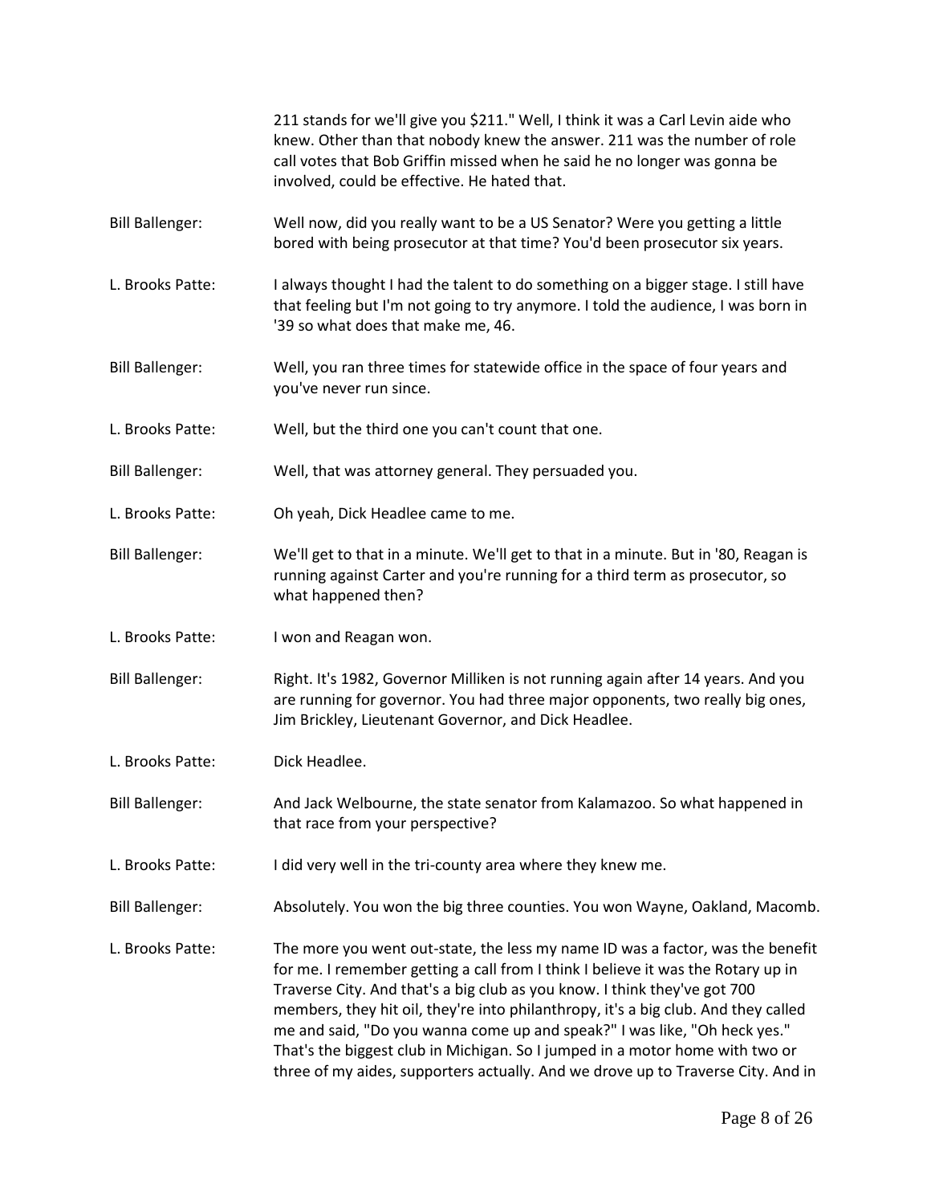211 stands for we'll give you $211." Well, I think it was a Carl Levin aide who knew. Other than that nobody knew the answer. 211 was the number of role call votes that Bob Griffin missed when he said he no longer was gonna be involved, could be effective. He hated that.

Bill Ballenger: Well now, did you really want to be a US Senator? Were you getting a little bored with being prosecutor at that time? You'd been prosecutor six years.

L. Brooks Patte: I always thought I had the talent to do something on a bigger stage. I still have that feeling but I'm not going to try anymore. I told the audience, I was born in '39 so what does that make me, 46.

Bill Ballenger: Well, you ran three times for statewide office in the space of four years and you've never run since.

L. Brooks Patte: Well, but the third one you can't count that one.

Bill Ballenger: Well, that was attorney general. They persuaded you.

L. Brooks Patte: Oh yeah, Dick Headlee came to me.

Bill Ballenger: We'll get to that in a minute. We'll get to that in a minute. But in '80, Reagan is running against Carter and you're running for a third term as prosecutor, so what happened then?

L. Brooks Patte: I won and Reagan won.

Bill Ballenger: Right. It's 1982, Governor Milliken is not running again after 14 years. And you are running for governor. You had three major opponents, two really big ones, Jim Brickley, Lieutenant Governor, and Dick Headlee.

L. Brooks Patte: Dick Headlee.

Bill Ballenger: And Jack Welbourne, the state senator from Kalamazoo. So what happened in that race from your perspective?

L. Brooks Patte: I did very well in the tri-county area where they knew me.

Bill Ballenger: Absolutely. You won the big three counties. You won Wayne, Oakland, Macomb.

L. Brooks Patte: The more you went out-state, the less my name ID was a factor, was the benefit for me. I remember getting a call from I think I believe it was the Rotary up in Traverse City. And that's a big club as you know. I think they've got 700 members, they hit oil, they're into philanthropy, it's a big club. And they called me and said, "Do you wanna come up and speak?" I was like, "Oh heck yes." That's the biggest club in Michigan. So I jumped in a motor home with two or three of my aides, supporters actually. And we drove up to Traverse City. And in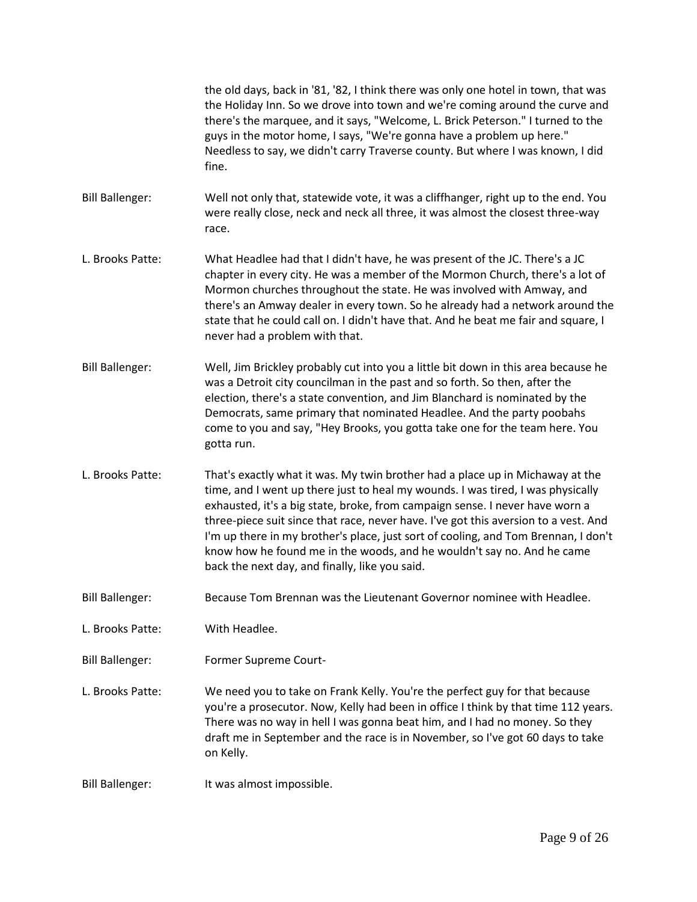the old days, back in '81, '82, I think there was only one hotel in town, that was the Holiday Inn. So we drove into town and we're coming around the curve and there's the marquee, and it says, "Welcome, L. Brick Peterson." I turned to the guys in the motor home, I says, "We're gonna have a problem up here." Needless to say, we didn't carry Traverse county. But where I was known, I did fine.

Bill Ballenger: Well not only that, statewide vote, it was a cliffhanger, right up to the end. You were really close, neck and neck all three, it was almost the closest three-way race.

L. Brooks Patte: What Headlee had that I didn't have, he was present of the JC. There's a JC chapter in every city. He was a member of the Mormon Church, there's a lot of Mormon churches throughout the state. He was involved with Amway, and there's an Amway dealer in every town. So he already had a network around the state that he could call on. I didn't have that. And he beat me fair and square, I never had a problem with that.

Bill Ballenger: Well, Jim Brickley probably cut into you a little bit down in this area because he was a Detroit city councilman in the past and so forth. So then, after the election, there's a state convention, and Jim Blanchard is nominated by the Democrats, same primary that nominated Headlee. And the party poobahs come to you and say, "Hey Brooks, you gotta take one for the team here. You gotta run.

L. Brooks Patte: That's exactly what it was. My twin brother had a place up in Michaway at the time, and I went up there just to heal my wounds. I was tired, I was physically exhausted, it's a big state, broke, from campaign sense. I never have worn a three-piece suit since that race, never have. I've got this aversion to a vest. And I'm up there in my brother's place, just sort of cooling, and Tom Brennan, I don't know how he found me in the woods, and he wouldn't say no. And he came back the next day, and finally, like you said.

Bill Ballenger: Because Tom Brennan was the Lieutenant Governor nominee with Headlee.

L. Brooks Patte: With Headlee.

Bill Ballenger: Former Supreme Court-

L. Brooks Patte: We need you to take on Frank Kelly. You're the perfect guy for that because you're a prosecutor. Now, Kelly had been in office I think by that time 112 years. There was no way in hell I was gonna beat him, and I had no money. So they draft me in September and the race is in November, so I've got 60 days to take on Kelly.

Bill Ballenger: It was almost impossible.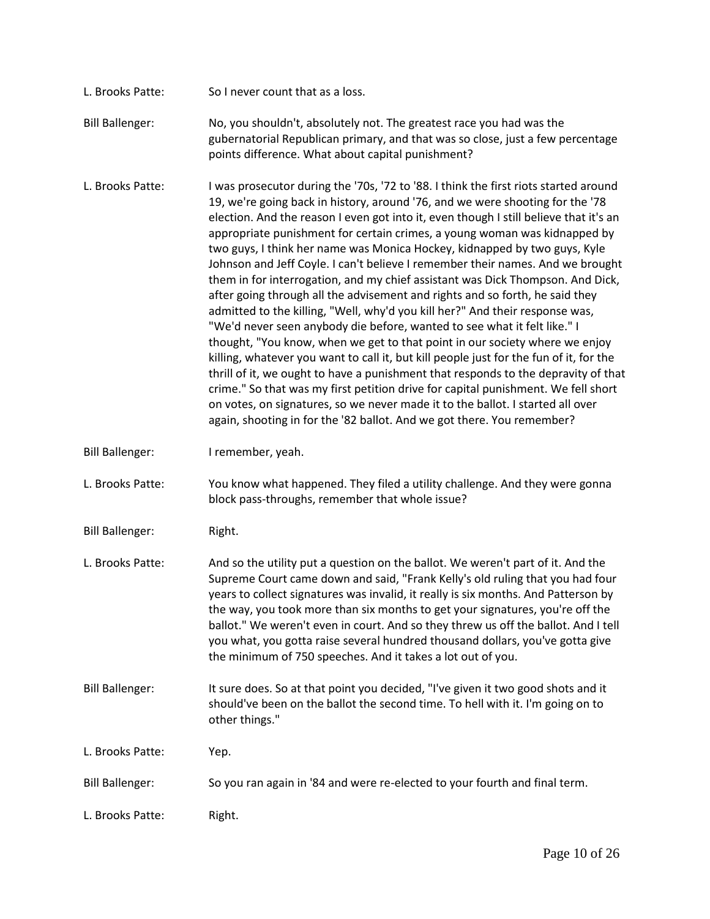**L. Brooks Patte:** So I never count that as a loss.

**Bill Ballenger:** No, you shouldn't, absolutely not. The greatest race you had was the gubernatorial Republican primary, and that was so close, just a few percentage points difference. What about capital punishment?

**L. Brooks Patte:** I was prosecutor during the '70s, '72 to '88. I think the first riots started around 19, we're going back in history, around '76, and we were shooting for the '78 election. And the reason I even got into it, even though I still believe that it's an appropriate punishment for certain crimes, a young woman was kidnapped by two guys, I think her name was Monica Hockey, kidnapped by two guys, Kyle Johnson and Jeff Coyle. I can't believe I remember their names. And we brought them in for interrogation, and my chief assistant was Dick Thompson. And Dick, after going through all the advisement and rights and so forth, he said they admitted to the killing, "Well, why'd you kill her?" And their response was, "We'd never seen anybody die before, wanted to see what it felt like." I thought, "You know, when we get to that point in our society where we enjoy killing, whatever you want to call it, but kill people just for the fun of it, for the thrill of it, we ought to have a punishment that responds to the depravity of that crime." So that was my first petition drive for capital punishment. We fell short on votes, on signatures, so we never made it to the ballot. I started all over again, shooting in for the '82 ballot. And we got there. You remember?

**Bill Ballenger:** I remember, yeah.

**L. Brooks Patte:** You know what happened. They filed a utility challenge. And they were gonna block pass-throughs, remember that whole issue?

**Bill Ballenger:** Right.

**L. Brooks Patte:** And so the utility put a question on the ballot. We weren't part of it. And the Supreme Court came down and said, "Frank Kelly's old ruling that you had four years to collect signatures was invalid, it really is six months. And Patterson by the way, you took more than six months to get your signatures, you're off the ballot." We weren't even in court. And so they threw us off the ballot. And I tell you what, you gotta raise several hundred thousand dollars, you've gotta give the minimum of 750 speeches. And it takes a lot out of you.

**Bill Ballenger:** It sure does. So at that point you decided, "I've given it two good shots and it should've been on the ballot the second time. To hell with it. I'm going on to other things."

**L. Brooks Patte:** Yep.

**Bill Ballenger:** So you ran again in '84 and were re-elected to your fourth and final term.

**L. Brooks Patte:** Right.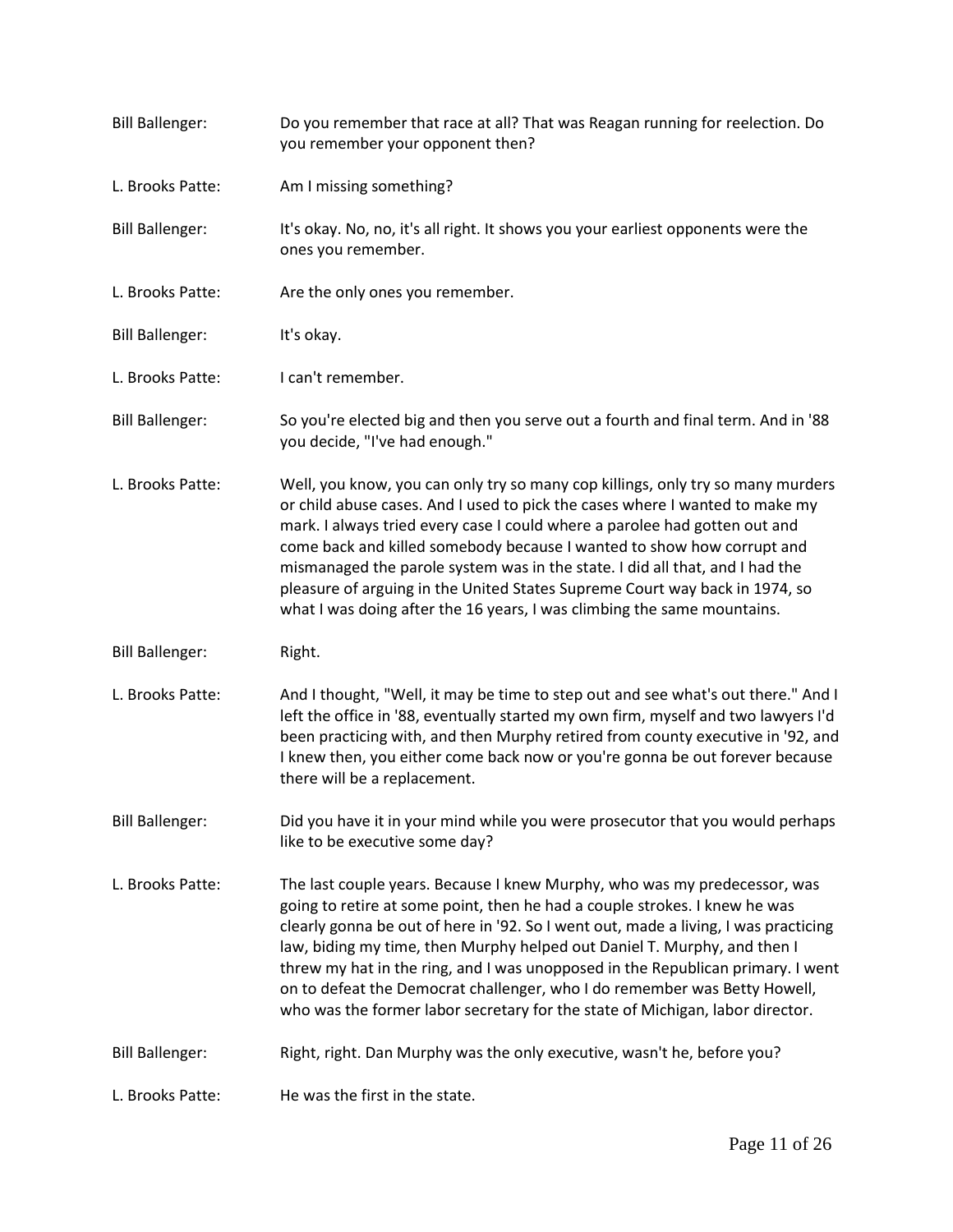Bill Ballenger: Do you remember that race at all? That was Reagan running for reelection. Do you remember your opponent then?

L. Brooks Patte: Am I missing something?

Bill Ballenger: It's okay. No, no, it's all right. It shows you your earliest opponents were the ones you remember.

L. Brooks Patte: Are the only ones you remember.

Bill Ballenger: It's okay.

L. Brooks Patte: I can't remember.

Bill Ballenger: So you're elected big and then you serve out a fourth and final term. And in '88 you decide, "I've had enough."

L. Brooks Patte: Well, you know, you can only try so many cop killings, only try so many murders or child abuse cases. And I used to pick the cases where I wanted to make my mark. I always tried every case I could where a parolee had gotten out and come back and killed somebody because I wanted to show how corrupt and mismanaged the parole system was in the state. I did all that, and I had the pleasure of arguing in the United States Supreme Court way back in 1974, so what I was doing after the 16 years, I was climbing the same mountains.

Bill Ballenger: Right.

L. Brooks Patte: And I thought, "Well, it may be time to step out and see what's out there." And I left the office in '88, eventually started my own firm, myself and two lawyers I'd been practicing with, and then Murphy retired from county executive in '92, and I knew then, you either come back now or you're gonna be out forever because there will be a replacement.

Bill Ballenger: Did you have it in your mind while you were prosecutor that you would perhaps like to be executive some day?

L. Brooks Patte: The last couple years. Because I knew Murphy, who was my predecessor, was going to retire at some point, then he had a couple strokes. I knew he was clearly gonna be out of here in '92. So I went out, made a living, I was practicing law, biding my time, then Murphy helped out Daniel T. Murphy, and then I threw my hat in the ring, and I was unopposed in the Republican primary. I went on to defeat the Democrat challenger, who I do remember was Betty Howell, who was the former labor secretary for the state of Michigan, labor director.

Bill Ballenger: Right, right. Dan Murphy was the only executive, wasn't he, before you?

L. Brooks Patte: He was the first in the state.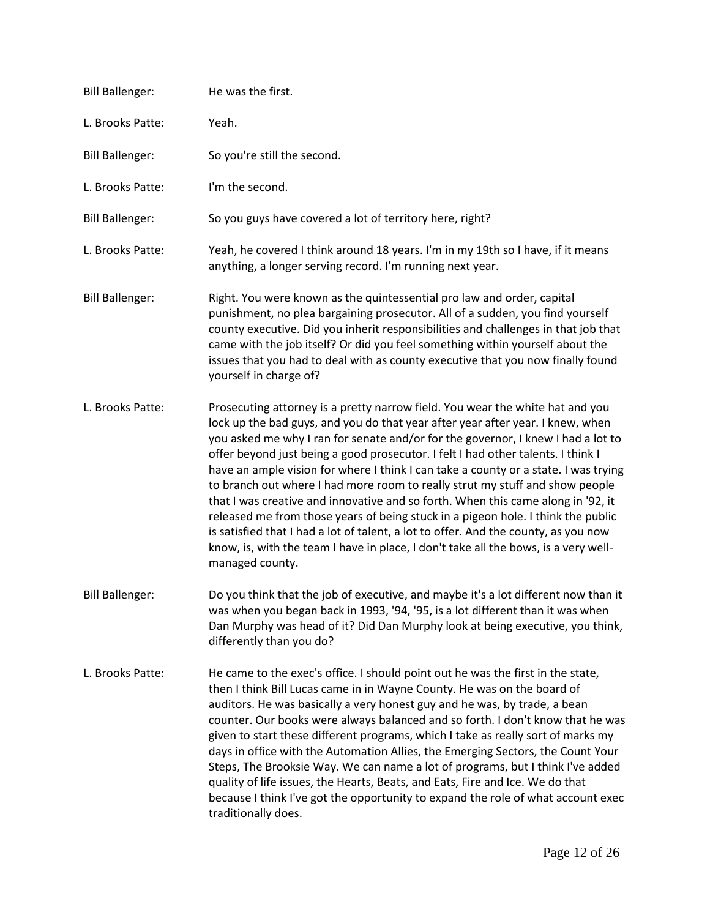Bill Ballenger: He was the first.

L. Brooks Patte: Yeah.

Bill Ballenger: So you're still the second.

L. Brooks Patte: I'm the second.

Bill Ballenger: So you guys have covered a lot of territory here, right?

L. Brooks Patte: Yeah, he covered I think around 18 years. I'm in my 19th so I have, if it means anything, a longer serving record. I'm running next year.

Bill Ballenger: Right. You were known as the quintessential pro law and order, capital punishment, no plea bargaining prosecutor. All of a sudden, you find yourself county executive. Did you inherit responsibilities and challenges in that job that came with the job itself? Or did you feel something within yourself about the issues that you had to deal with as county executive that you now finally found yourself in charge of?

L. Brooks Patte: Prosecuting attorney is a pretty narrow field. You wear the white hat and you lock up the bad guys, and you do that year after year after year. I knew, when you asked me why I ran for senate and/or for the governor, I knew I had a lot to offer beyond just being a good prosecutor. I felt I had other talents. I think I have an ample vision for where I think I can take a county or a state. I was trying to branch out where I had more room to really strut my stuff and show people that I was creative and innovative and so forth. When this came along in '92, it released me from those years of being stuck in a pigeon hole. I think the public is satisfied that I had a lot of talent, a lot to offer. And the county, as you now know, is, with the team I have in place, I don't take all the bows, is a very well-managed county.

Bill Ballenger: Do you think that the job of executive, and maybe it's a lot different now than it was when you began back in 1993, '94, '95, is a lot different than it was when Dan Murphy was head of it? Did Dan Murphy look at being executive, you think, differently than you do?

L. Brooks Patte: He came to the exec's office. I should point out he was the first in the state, then I think Bill Lucas came in in Wayne County. He was on the board of auditors. He was basically a very honest guy and he was, by trade, a bean counter. Our books were always balanced and so forth. I don't know that he was given to start these different programs, which I take as really sort of marks my days in office with the Automation Allies, the Emerging Sectors, the Count Your Steps, The Brooksie Way. We can name a lot of programs, but I think I've added quality of life issues, the Hearts, Beats, and Eats, Fire and Ice. We do that because I think I've got the opportunity to expand the role of what account exec traditionally does.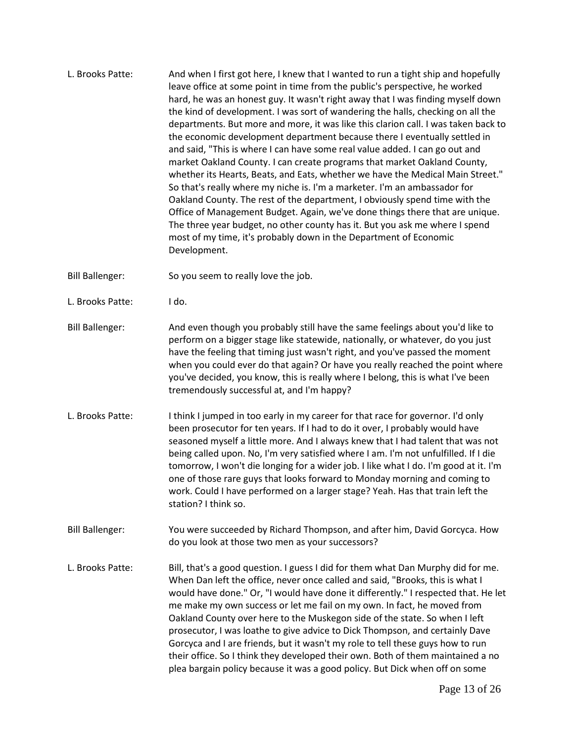L. Brooks Patte: And when I first got here, I knew that I wanted to run a tight ship and hopefully leave office at some point in time from the public's perspective, he worked hard, he was an honest guy. It wasn't right away that I was finding myself down the kind of development. I was sort of wandering the halls, checking on all the departments. But more and more, it was like this clarion call. I was taken back to the economic development department because there I eventually settled in and said, "This is where I can have some real value added. I can go out and market Oakland County. I can create programs that market Oakland County, whether its Hearts, Beats, and Eats, whether we have the Medical Main Street." So that's really where my niche is. I'm a marketer. I'm an ambassador for Oakland County. The rest of the department, I obviously spend time with the Office of Management Budget. Again, we've done things there that are unique. The three year budget, no other county has it. But you ask me where I spend most of my time, it's probably down in the Department of Economic Development.

Bill Ballenger: So you seem to really love the job.

L. Brooks Patte: I do.

Bill Ballenger: And even though you probably still have the same feelings about you'd like to perform on a bigger stage like statewide, nationally, or whatever, do you just have the feeling that timing just wasn't right, and you've passed the moment when you could ever do that again? Or have you really reached the point where you've decided, you know, this is really where I belong, this is what I've been tremendously successful at, and I'm happy?

L. Brooks Patte: I think I jumped in too early in my career for that race for governor. I'd only been prosecutor for ten years. If I had to do it over, I probably would have seasoned myself a little more. And I always knew that I had talent that was not being called upon. No, I'm very satisfied where I am. I'm not unfulfilled. If I die tomorrow, I won't die longing for a wider job. I like what I do. I'm good at it. I'm one of those rare guys that looks forward to Monday morning and coming to work. Could I have performed on a larger stage? Yeah. Has that train left the station? I think so.

Bill Ballenger: You were succeeded by Richard Thompson, and after him, David Gorcyca. How do you look at those two men as your successors?

L. Brooks Patte: Bill, that's a good question. I guess I did for them what Dan Murphy did for me. When Dan left the office, never once called and said, "Brooks, this is what I would have done." Or, "I would have done it differently." I respected that. He let me make my own success or let me fail on my own. In fact, he moved from Oakland County over here to the Muskegon side of the state. So when I left prosecutor, I was loathe to give advice to Dick Thompson, and certainly Dave Gorcyca and I are friends, but it wasn't my role to tell these guys how to run their office. So I think they developed their own. Both of them maintained a no plea bargain policy because it was a good policy. But Dick when off on some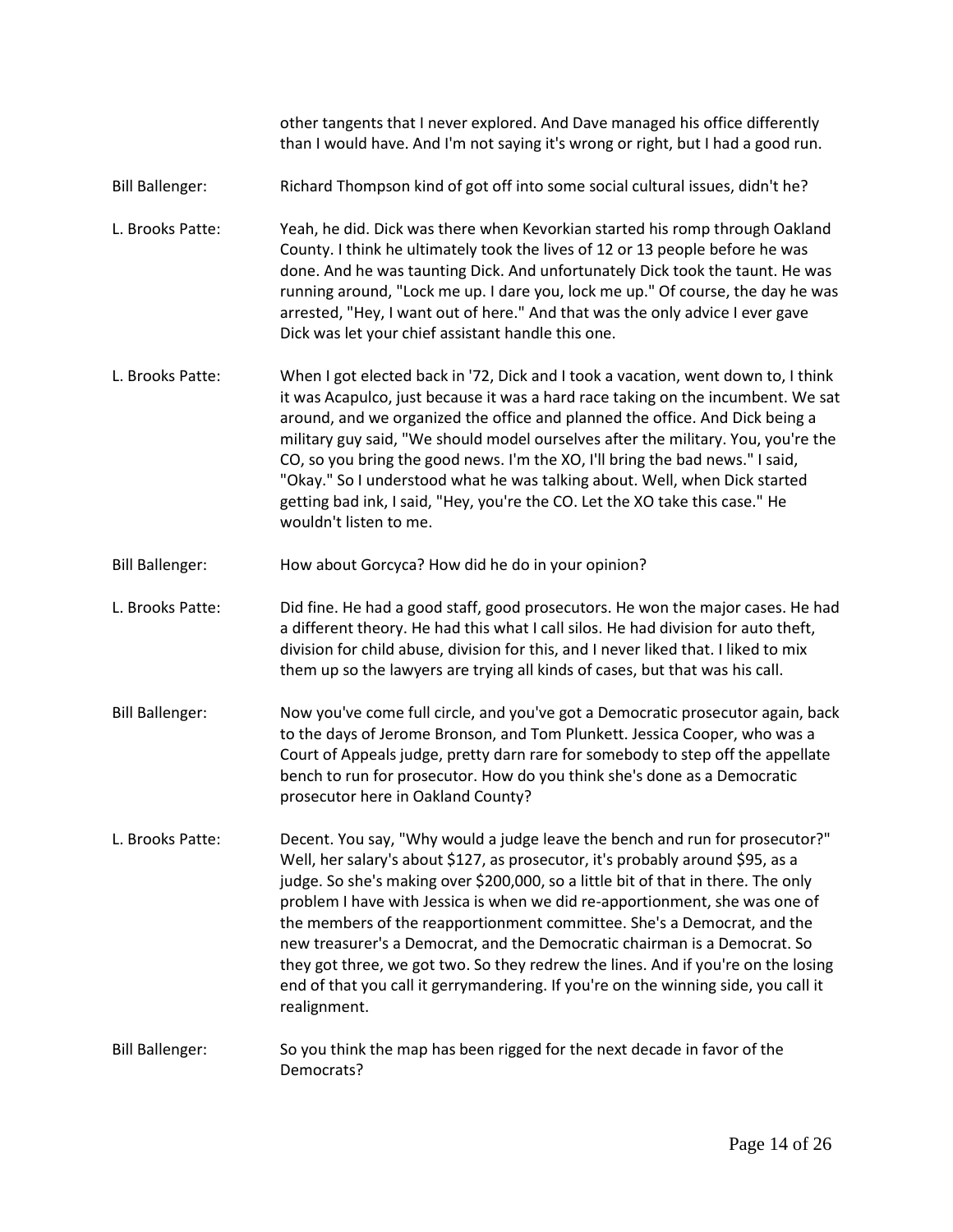other tangents that I never explored. And Dave managed his office differently than I would have. And I'm not saying it's wrong or right, but I had a good run.

**Bill Ballenger:** Richard Thompson kind of got off into some social cultural issues, didn't he?

**L. Brooks Patte:** Yeah, he did. Dick was there when Kevorkian started his romp through Oakland County. I think he ultimately took the lives of 12 or 13 people before he was done. And he was taunting Dick. And unfortunately Dick took the taunt. He was running around, "Lock me up. I dare you, lock me up." Of course, the day he was arrested, "Hey, I want out of here." And that was the only advice I ever gave Dick was let your chief assistant handle this one.

**L. Brooks Patte:** When I got elected back in '72, Dick and I took a vacation, went down to, I think it was Acapulco, just because it was a hard race taking on the incumbent. We sat around, and we organized the office and planned the office. And Dick being a military guy said, "We should model ourselves after the military. You, you're the CO, so you bring the good news. I'm the XO, I'll bring the bad news." I said, "Okay." So I understood what he was talking about. Well, when Dick started getting bad ink, I said, "Hey, you're the CO. Let the XO take this case." He wouldn't listen to me.

**Bill Ballenger:** How about Gorcyca? How did he do in your opinion?

**L. Brooks Patte:** Did fine. He had a good staff, good prosecutors. He won the major cases. He had a different theory. He had this what I call silos. He had division for auto theft, division for child abuse, division for this, and I never liked that. I liked to mix them up so the lawyers are trying all kinds of cases, but that was his call.

**Bill Ballenger:** Now you've come full circle, and you've got a Democratic prosecutor again, back to the days of Jerome Bronson, and Tom Plunkett. Jessica Cooper, who was a Court of Appeals judge, pretty darn rare for somebody to step off the appellate bench to run for prosecutor. How do you think she's done as a Democratic prosecutor here in Oakland County?

**L. Brooks Patte:** Decent. You say, "Why would a judge leave the bench and run for prosecutor?" Well, her salary's about $127, as prosecutor, it's probably around $95, as a judge. So she's making over $200,000, so a little bit of that in there. The only problem I have with Jessica is when we did re-apportionment, she was one of the members of the reapportionment committee. She's a Democrat, and the new treasurer's a Democrat, and the Democratic chairman is a Democrat. So they got three, we got two. So they redrew the lines. And if you're on the losing end of that you call it gerrymandering. If you're on the winning side, you call it realignment.

**Bill Ballenger:** So you think the map has been rigged for the next decade in favor of the Democrats?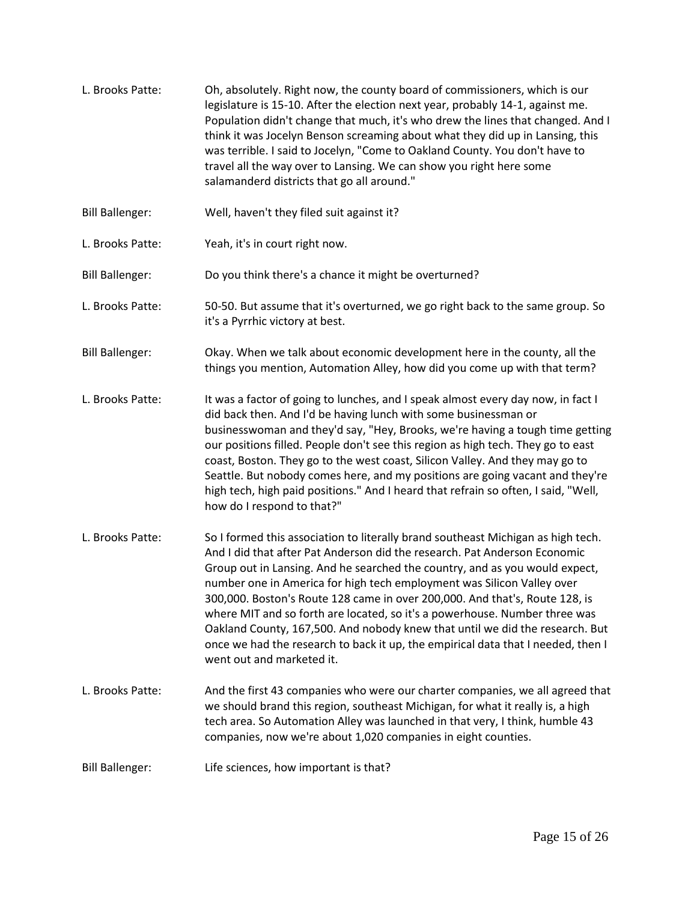L. Brooks Patte: Oh, absolutely. Right now, the county board of commissioners, which is our legislature is 15-10. After the election next year, probably 14-1, against me. Population didn't change that much, it's who drew the lines that changed. And I think it was Jocelyn Benson screaming about what they did up in Lansing, this was terrible. I said to Jocelyn, "Come to Oakland County. You don't have to travel all the way over to Lansing. We can show you right here some salamanderd districts that go all around."

Bill Ballenger: Well, haven't they filed suit against it?

L. Brooks Patte: Yeah, it's in court right now.

Bill Ballenger: Do you think there's a chance it might be overturned?

L. Brooks Patte: 50-50. But assume that it's overturned, we go right back to the same group. So it's a Pyrrhic victory at best.

Bill Ballenger: Okay. When we talk about economic development here in the county, all the things you mention, Automation Alley, how did you come up with that term?

L. Brooks Patte: It was a factor of going to lunches, and I speak almost every day now, in fact I did back then. And I'd be having lunch with some businessman or businesswoman and they'd say, "Hey, Brooks, we're having a tough time getting our positions filled. People don't see this region as high tech. They go to east coast, Boston. They go to the west coast, Silicon Valley. And they may go to Seattle. But nobody comes here, and my positions are going vacant and they're high tech, high paid positions." And I heard that refrain so often, I said, "Well, how do I respond to that?"

L. Brooks Patte: So I formed this association to literally brand southeast Michigan as high tech. And I did that after Pat Anderson did the research. Pat Anderson Economic Group out in Lansing. And he searched the country, and as you would expect, number one in America for high tech employment was Silicon Valley over 300,000. Boston's Route 128 came in over 200,000. And that's, Route 128, is where MIT and so forth are located, so it's a powerhouse. Number three was Oakland County, 167,500. And nobody knew that until we did the research. But once we had the research to back it up, the empirical data that I needed, then I went out and marketed it.

L. Brooks Patte: And the first 43 companies who were our charter companies, we all agreed that we should brand this region, southeast Michigan, for what it really is, a high tech area. So Automation Alley was launched in that very, I think, humble 43 companies, now we're about 1,020 companies in eight counties.

Bill Ballenger: Life sciences, how important is that?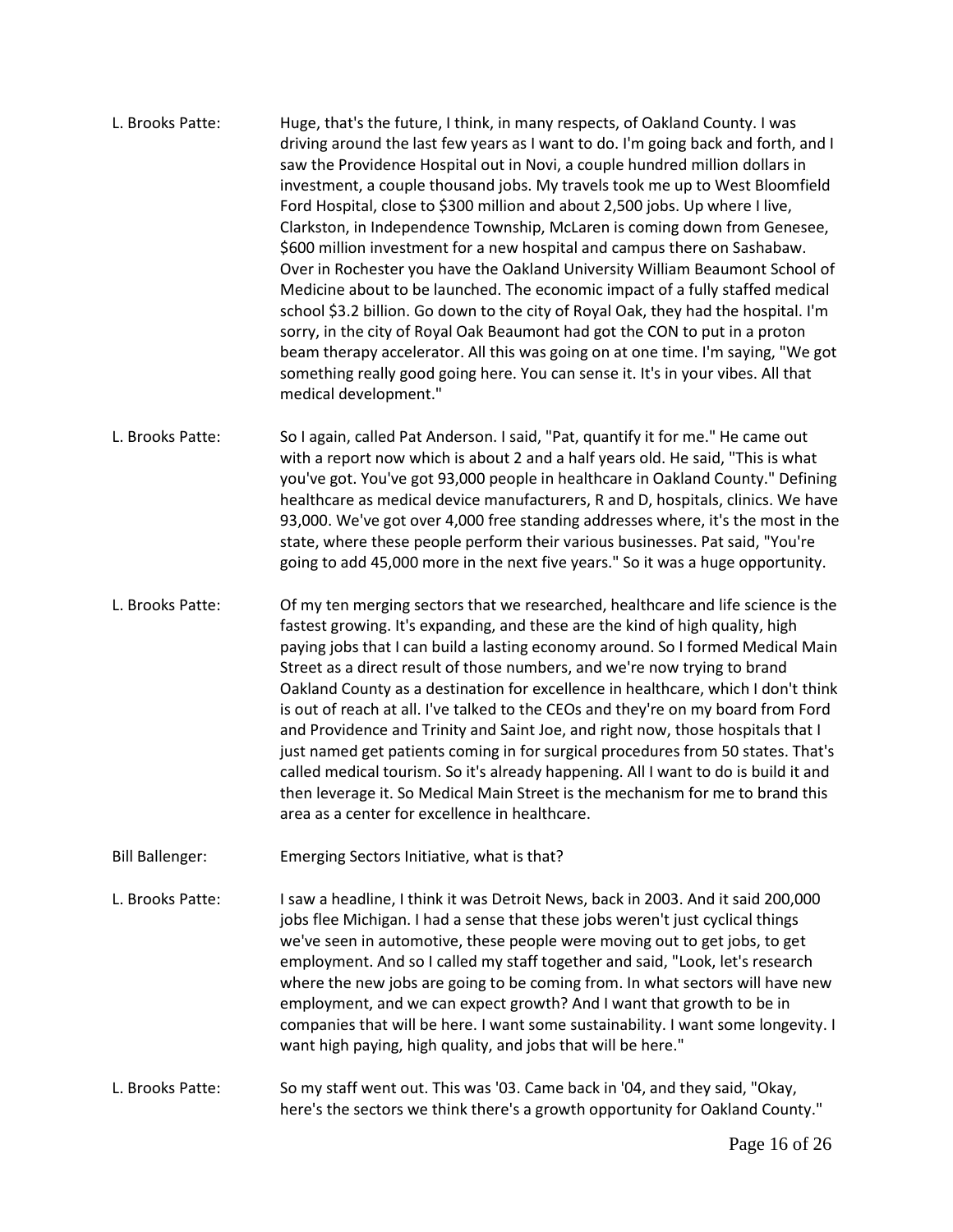L. Brooks Patte: Huge, that's the future, I think, in many respects, of Oakland County. I was driving around the last few years as I want to do. I'm going back and forth, and I saw the Providence Hospital out in Novi, a couple hundred million dollars in investment, a couple thousand jobs. My travels took me up to West Bloomfield Ford Hospital, close to $300 million and about 2,500 jobs. Up where I live, Clarkston, in Independence Township, McLaren is coming down from Genesee, $600 million investment for a new hospital and campus there on Sashabaw. Over in Rochester you have the Oakland University William Beaumont School of Medicine about to be launched. The economic impact of a fully staffed medical school $3.2 billion. Go down to the city of Royal Oak, they had the hospital. I'm sorry, in the city of Royal Oak Beaumont had got the CON to put in a proton beam therapy accelerator. All this was going on at one time. I'm saying, "We got something really good going here. You can sense it. It's in your vibes. All that medical development."

L. Brooks Patte: So I again, called Pat Anderson. I said, "Pat, quantify it for me." He came out with a report now which is about 2 and a half years old. He said, "This is what you've got. You've got 93,000 people in healthcare in Oakland County." Defining healthcare as medical device manufacturers, R and D, hospitals, clinics. We have 93,000. We've got over 4,000 free standing addresses where, it's the most in the state, where these people perform their various businesses. Pat said, "You're going to add 45,000 more in the next five years." So it was a huge opportunity.

L. Brooks Patte: Of my ten merging sectors that we researched, healthcare and life science is the fastest growing. It's expanding, and these are the kind of high quality, high paying jobs that I can build a lasting economy around. So I formed Medical Main Street as a direct result of those numbers, and we're now trying to brand Oakland County as a destination for excellence in healthcare, which I don't think is out of reach at all. I've talked to the CEOs and they're on my board from Ford and Providence and Trinity and Saint Joe, and right now, those hospitals that I just named get patients coming in for surgical procedures from 50 states. That's called medical tourism. So it's already happening. All I want to do is build it and then leverage it. So Medical Main Street is the mechanism for me to brand this area as a center for excellence in healthcare.

Bill Ballenger: Emerging Sectors Initiative, what is that?

L. Brooks Patte: I saw a headline, I think it was Detroit News, back in 2003. And it said 200,000 jobs flee Michigan. I had a sense that these jobs weren't just cyclical things we've seen in automotive, these people were moving out to get jobs, to get employment. And so I called my staff together and said, "Look, let's research where the new jobs are going to be coming from. In what sectors will have new employment, and we can expect growth? And I want that growth to be in companies that will be here. I want some sustainability. I want some longevity. I want high paying, high quality, and jobs that will be here."

L. Brooks Patte: So my staff went out. This was '03. Came back in '04, and they said, "Okay, here's the sectors we think there's a growth opportunity for Oakland County."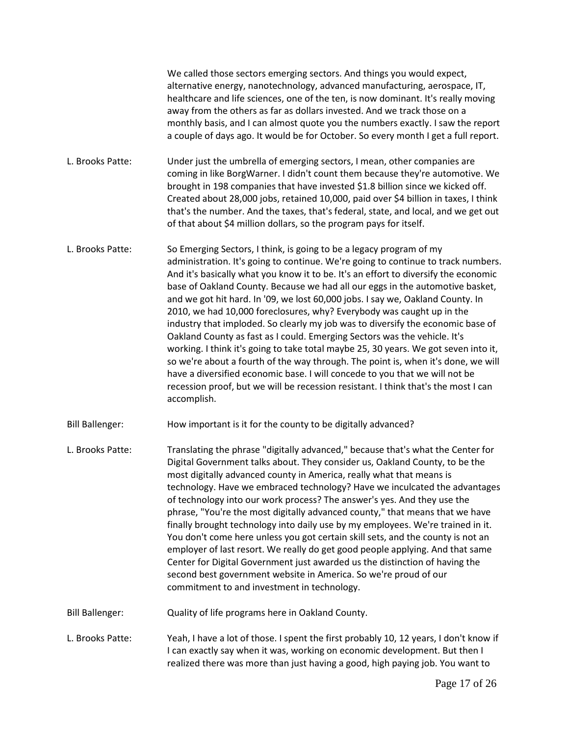We called those sectors emerging sectors. And things you would expect, alternative energy, nanotechnology, advanced manufacturing, aerospace, IT, healthcare and life sciences, one of the ten, is now dominant. It's really moving away from the others as far as dollars invested. And we track those on a monthly basis, and I can almost quote you the numbers exactly. I saw the report a couple of days ago. It would be for October. So every month I get a full report.

L. Brooks Patte: Under just the umbrella of emerging sectors, I mean, other companies are coming in like BorgWarner. I didn't count them because they're automotive. We brought in 198 companies that have invested $1.8 billion since we kicked off. Created about 28,000 jobs, retained 10,000, paid over $4 billion in taxes, I think that's the number. And the taxes, that's federal, state, and local, and we get out of that about $4 million dollars, so the program pays for itself.

L. Brooks Patte: So Emerging Sectors, I think, is going to be a legacy program of my administration. It's going to continue. We're going to continue to track numbers. And it's basically what you know it to be. It's an effort to diversify the economic base of Oakland County. Because we had all our eggs in the automotive basket, and we got hit hard. In '09, we lost 60,000 jobs. I say we, Oakland County. In 2010, we had 10,000 foreclosures, why? Everybody was caught up in the industry that imploded. So clearly my job was to diversify the economic base of Oakland County as fast as I could. Emerging Sectors was the vehicle. It's working. I think it's going to take total maybe 25, 30 years. We got seven into it, so we're about a fourth of the way through. The point is, when it's done, we will have a diversified economic base. I will concede to you that we will not be recession proof, but we will be recession resistant. I think that's the most I can accomplish.

Bill Ballenger: How important is it for the county to be digitally advanced?

L. Brooks Patte: Translating the phrase "digitally advanced," because that's what the Center for Digital Government talks about. They consider us, Oakland County, to be the most digitally advanced county in America, really what that means is technology. Have we embraced technology? Have we inculcated the advantages of technology into our work process? The answer's yes. And they use the phrase, "You're the most digitally advanced county," that means that we have finally brought technology into daily use by my employees. We're trained in it. You don't come here unless you got certain skill sets, and the county is not an employer of last resort. We really do get good people applying. And that same Center for Digital Government just awarded us the distinction of having the second best government website in America. So we're proud of our commitment to and investment in technology.

Bill Ballenger: Quality of life programs here in Oakland County.

L. Brooks Patte: Yeah, I have a lot of those. I spent the first probably 10, 12 years, I don't know if I can exactly say when it was, working on economic development. But then I realized there was more than just having a good, high paying job. You want to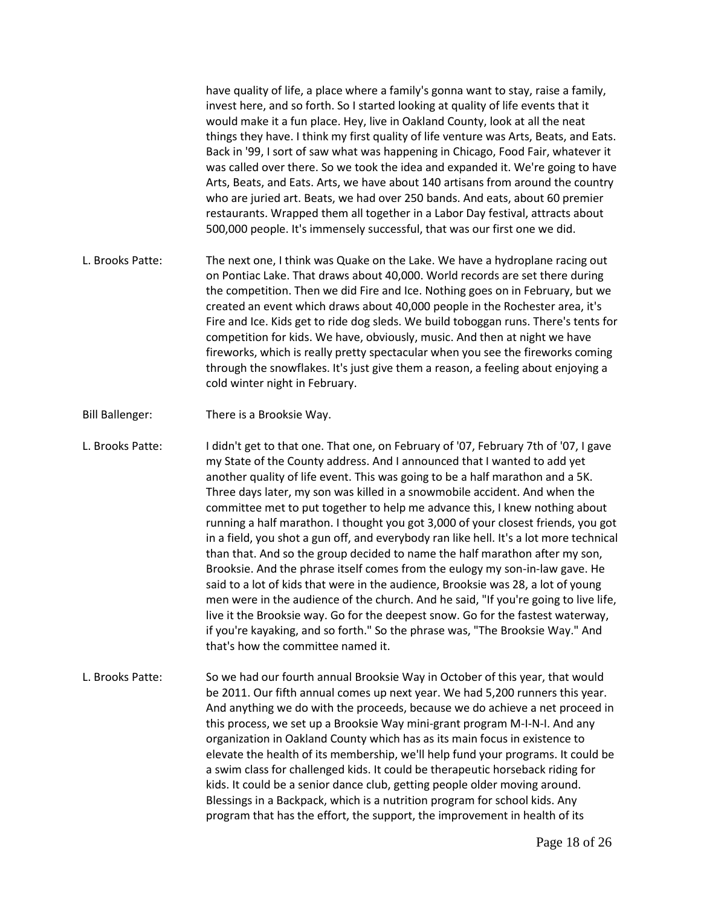have quality of life, a place where a family's gonna want to stay, raise a family, invest here, and so forth. So I started looking at quality of life events that it would make it a fun place. Hey, live in Oakland County, look at all the neat things they have. I think my first quality of life venture was Arts, Beats, and Eats. Back in '99, I sort of saw what was happening in Chicago, Food Fair, whatever it was called over there. So we took the idea and expanded it. We're going to have Arts, Beats, and Eats. Arts, we have about 140 artisans from around the country who are juried art. Beats, we had over 250 bands. And eats, about 60 premier restaurants. Wrapped them all together in a Labor Day festival, attracts about 500,000 people. It's immensely successful, that was our first one we did.

L. Brooks Patte: The next one, I think was Quake on the Lake. We have a hydroplane racing out on Pontiac Lake. That draws about 40,000. World records are set there during the competition. Then we did Fire and Ice. Nothing goes on in February, but we created an event which draws about 40,000 people in the Rochester area, it's Fire and Ice. Kids get to ride dog sleds. We build toboggan runs. There's tents for competition for kids. We have, obviously, music. And then at night we have fireworks, which is really pretty spectacular when you see the fireworks coming through the snowflakes. It's just give them a reason, a feeling about enjoying a cold winter night in February.

Bill Ballenger: There is a Brooksie Way.

L. Brooks Patte: I didn't get to that one. That one, on February of '07, February 7th of '07, I gave my State of the County address. And I announced that I wanted to add yet another quality of life event. This was going to be a half marathon and a 5K. Three days later, my son was killed in a snowmobile accident. And when the committee met to put together to help me advance this, I knew nothing about running a half marathon. I thought you got 3,000 of your closest friends, you got in a field, you shot a gun off, and everybody ran like hell. It's a lot more technical than that. And so the group decided to name the half marathon after my son, Brooksie. And the phrase itself comes from the eulogy my son-in-law gave. He said to a lot of kids that were in the audience, Brooksie was 28, a lot of young men were in the audience of the church. And he said, "If you're going to live life, live it the Brooksie way. Go for the deepest snow. Go for the fastest waterway, if you're kayaking, and so forth." So the phrase was, "The Brooksie Way." And that's how the committee named it.

L. Brooks Patte: So we had our fourth annual Brooksie Way in October of this year, that would be 2011. Our fifth annual comes up next year. We had 5,200 runners this year. And anything we do with the proceeds, because we do achieve a net proceed in this process, we set up a Brooksie Way mini-grant program M-I-N-I. And any organization in Oakland County which has as its main focus in existence to elevate the health of its membership, we'll help fund your programs. It could be a swim class for challenged kids. It could be therapeutic horseback riding for kids. It could be a senior dance club, getting people older moving around. Blessings in a Backpack, which is a nutrition program for school kids. Any program that has the effort, the support, the improvement in health of its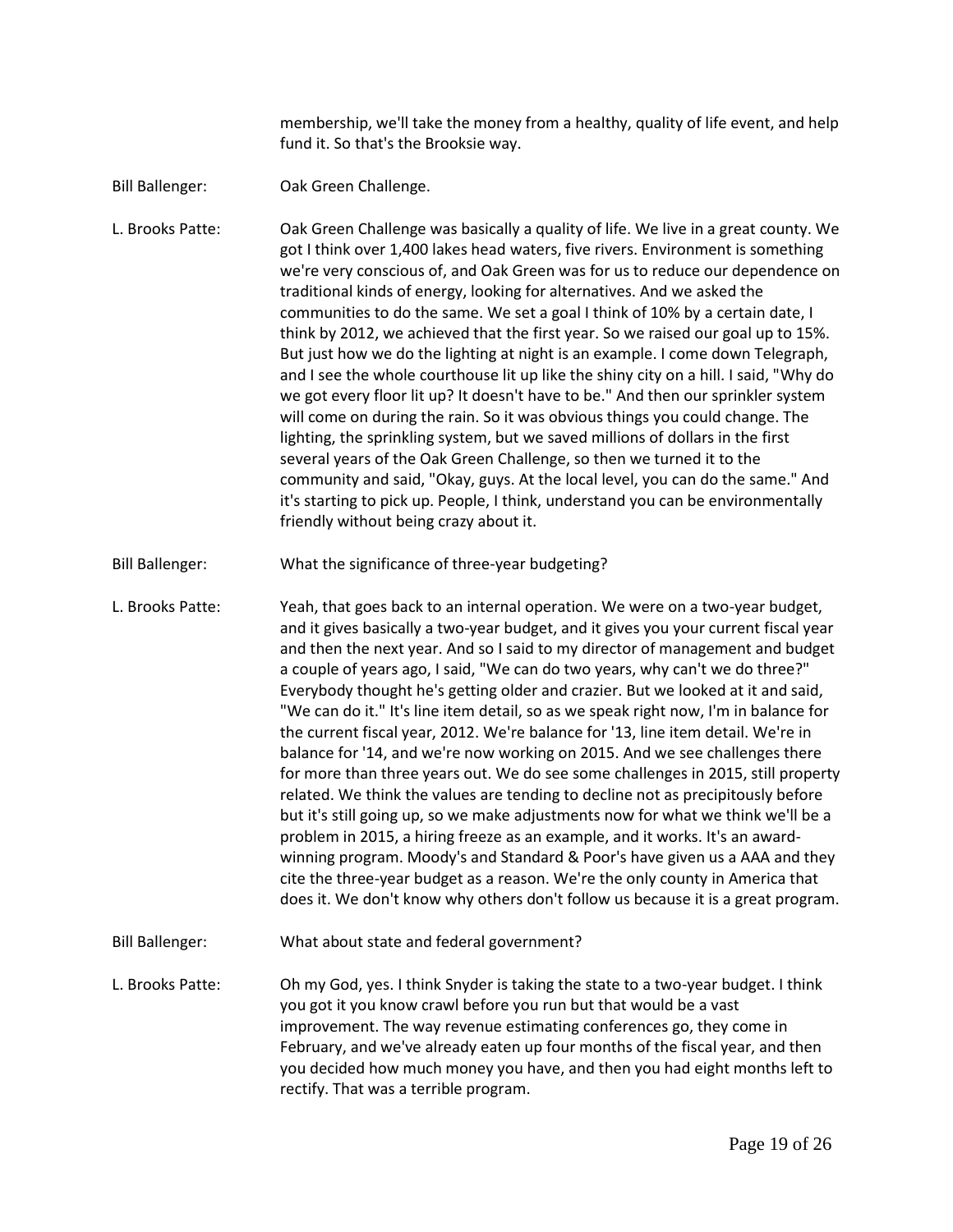membership, we'll take the money from a healthy, quality of life event, and help fund it. So that's the Brooksie way.

Bill Ballenger: Oak Green Challenge.

L. Brooks Patte: Oak Green Challenge was basically a quality of life. We live in a great county. We got I think over 1,400 lakes head waters, five rivers. Environment is something we're very conscious of, and Oak Green was for us to reduce our dependence on traditional kinds of energy, looking for alternatives. And we asked the communities to do the same. We set a goal I think of 10% by a certain date, I think by 2012, we achieved that the first year. So we raised our goal up to 15%. But just how we do the lighting at night is an example. I come down Telegraph, and I see the whole courthouse lit up like the shiny city on a hill. I said, "Why do we got every floor lit up? It doesn't have to be." And then our sprinkler system will come on during the rain. So it was obvious things you could change. The lighting, the sprinkling system, but we saved millions of dollars in the first several years of the Oak Green Challenge, so then we turned it to the community and said, "Okay, guys. At the local level, you can do the same." And it's starting to pick up. People, I think, understand you can be environmentally friendly without being crazy about it.

Bill Ballenger: What the significance of three-year budgeting?

L. Brooks Patte: Yeah, that goes back to an internal operation. We were on a two-year budget, and it gives basically a two-year budget, and it gives you your current fiscal year and then the next year. And so I said to my director of management and budget a couple of years ago, I said, "We can do two years, why can't we do three?" Everybody thought he's getting older and crazier. But we looked at it and said, "We can do it." It's line item detail, so as we speak right now, I'm in balance for the current fiscal year, 2012. We're balance for '13, line item detail. We're in balance for '14, and we're now working on 2015. And we see challenges there for more than three years out. We do see some challenges in 2015, still property related. We think the values are tending to decline not as precipitously before but it's still going up, so we make adjustments now for what we think we'll be a problem in 2015, a hiring freeze as an example, and it works. It's an award-winning program. Moody's and Standard & Poor's have given us a AAA and they cite the three-year budget as a reason. We're the only county in America that does it. We don't know why others don't follow us because it is a great program.

Bill Ballenger: What about state and federal government?

L. Brooks Patte: Oh my God, yes. I think Snyder is taking the state to a two-year budget. I think you got it you know crawl before you run but that would be a vast improvement. The way revenue estimating conferences go, they come in February, and we've already eaten up four months of the fiscal year, and then you decided how much money you have, and then you had eight months left to rectify. That was a terrible program.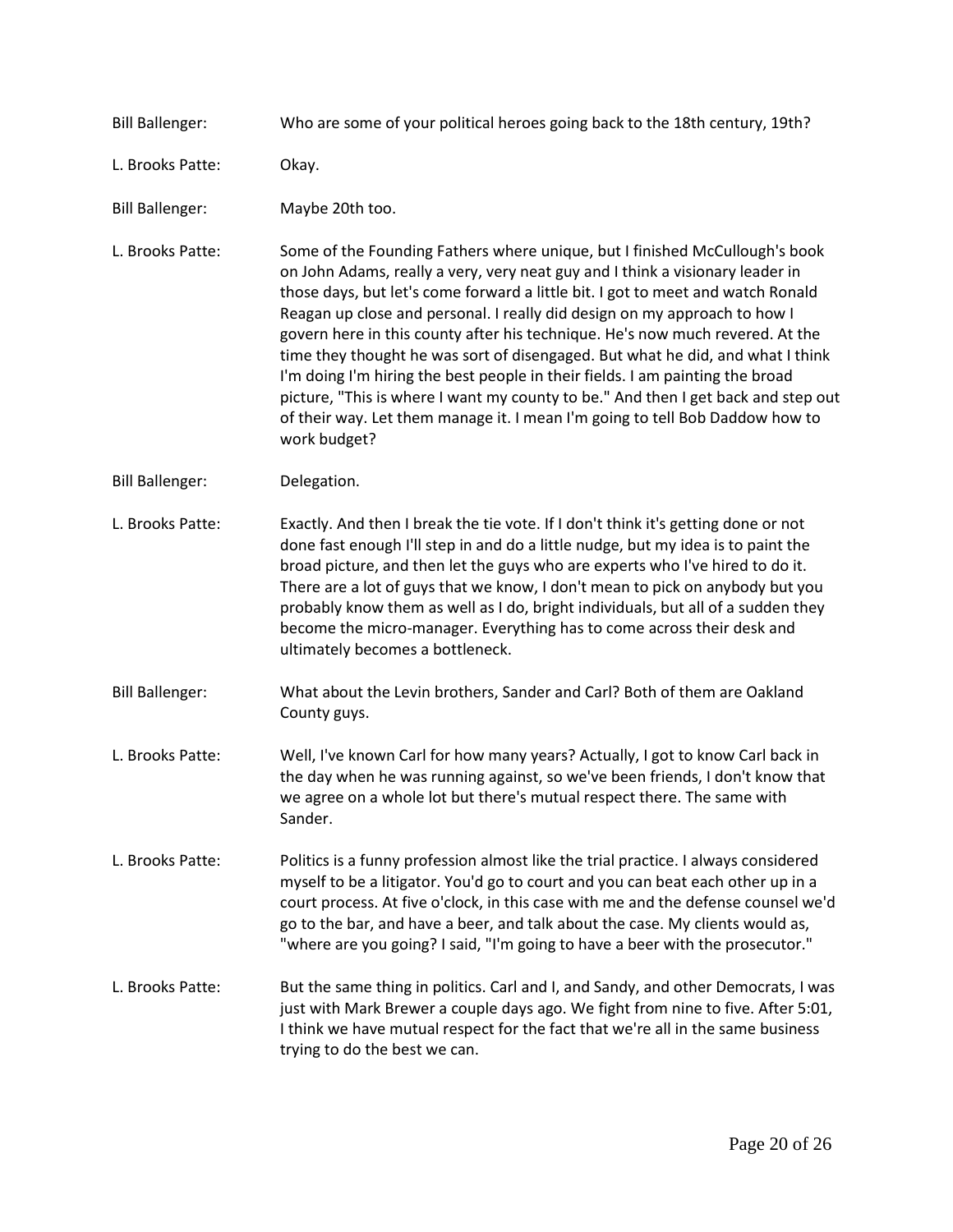Bill Ballenger: Who are some of your political heroes going back to the 18th century, 19th?

L. Brooks Patte: Okay.

Bill Ballenger: Maybe 20th too.

L. Brooks Patte: Some of the Founding Fathers where unique, but I finished McCullough's book on John Adams, really a very, very neat guy and I think a visionary leader in those days, but let's come forward a little bit. I got to meet and watch Ronald Reagan up close and personal. I really did design on my approach to how I govern here in this county after his technique. He's now much revered. At the time they thought he was sort of disengaged. But what he did, and what I think I'm doing I'm hiring the best people in their fields. I am painting the broad picture, "This is where I want my county to be." And then I get back and step out of their way. Let them manage it. I mean I'm going to tell Bob Daddow how to work budget?

Bill Ballenger: Delegation.

L. Brooks Patte: Exactly. And then I break the tie vote. If I don't think it's getting done or not done fast enough I'll step in and do a little nudge, but my idea is to paint the broad picture, and then let the guys who are experts who I've hired to do it. There are a lot of guys that we know, I don't mean to pick on anybody but you probably know them as well as I do, bright individuals, but all of a sudden they become the micro-manager. Everything has to come across their desk and ultimately becomes a bottleneck.

Bill Ballenger: What about the Levin brothers, Sander and Carl? Both of them are Oakland County guys.

L. Brooks Patte: Well, I've known Carl for how many years? Actually, I got to know Carl back in the day when he was running against, so we've been friends, I don't know that we agree on a whole lot but there's mutual respect there. The same with Sander.

L. Brooks Patte: Politics is a funny profession almost like the trial practice. I always considered myself to be a litigator. You'd go to court and you can beat each other up in a court process. At five o'clock, in this case with me and the defense counsel we'd go to the bar, and have a beer, and talk about the case. My clients would as, "where are you going? I said, "I'm going to have a beer with the prosecutor."

L. Brooks Patte: But the same thing in politics. Carl and I, and Sandy, and other Democrats, I was just with Mark Brewer a couple days ago. We fight from nine to five. After 5:01, I think we have mutual respect for the fact that we're all in the same business trying to do the best we can.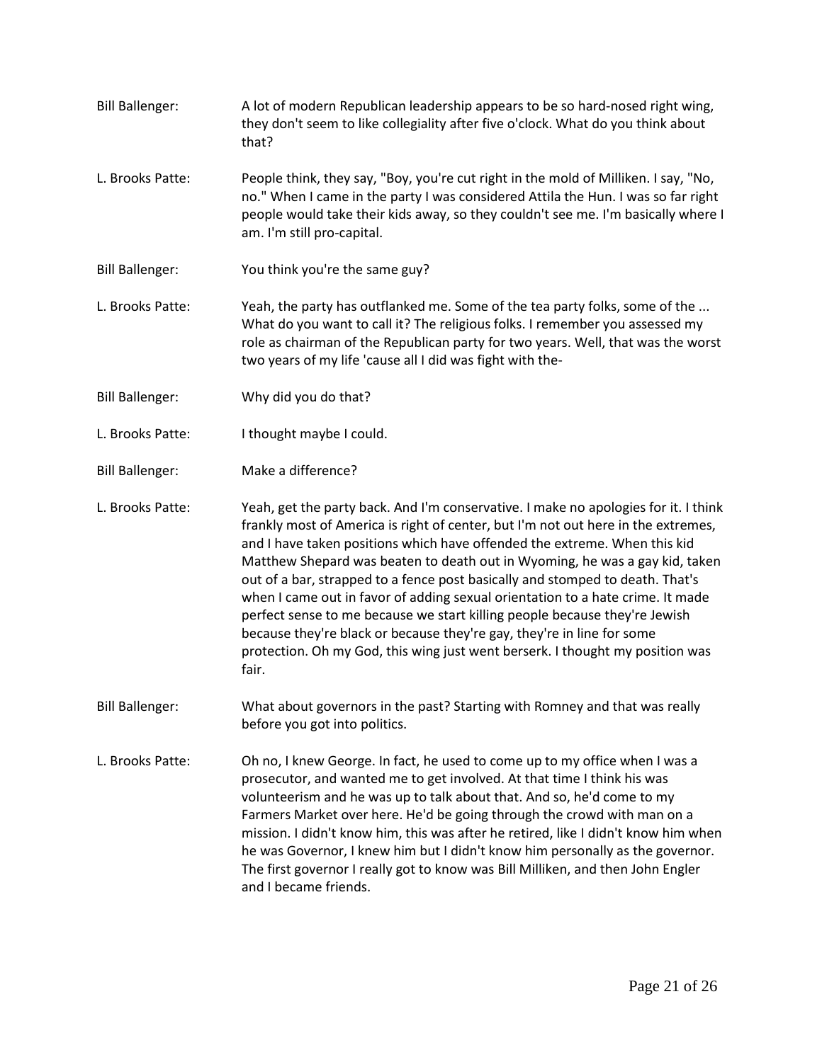Bill Ballenger: A lot of modern Republican leadership appears to be so hard-nosed right wing, they don't seem to like collegiality after five o'clock. What do you think about that?

L. Brooks Patte: People think, they say, "Boy, you're cut right in the mold of Milliken. I say, "No, no." When I came in the party I was considered Attila the Hun. I was so far right people would take their kids away, so they couldn't see me. I'm basically where I am. I'm still pro-capital.

Bill Ballenger: You think you're the same guy?

L. Brooks Patte: Yeah, the party has outflanked me. Some of the tea party folks, some of the ... What do you want to call it? The religious folks. I remember you assessed my role as chairman of the Republican party for two years. Well, that was the worst two years of my life 'cause all I did was fight with the-

Bill Ballenger: Why did you do that?

L. Brooks Patte: I thought maybe I could.

Bill Ballenger: Make a difference?

L. Brooks Patte: Yeah, get the party back. And I'm conservative. I make no apologies for it. I think frankly most of America is right of center, but I'm not out here in the extremes, and I have taken positions which have offended the extreme. When this kid Matthew Shepard was beaten to death out in Wyoming, he was a gay kid, taken out of a bar, strapped to a fence post basically and stomped to death. That's when I came out in favor of adding sexual orientation to a hate crime. It made perfect sense to me because we start killing people because they're Jewish because they're black or because they're gay, they're in line for some protection. Oh my God, this wing just went berserk. I thought my position was fair.

Bill Ballenger: What about governors in the past? Starting with Romney and that was really before you got into politics.

L. Brooks Patte: Oh no, I knew George. In fact, he used to come up to my office when I was a prosecutor, and wanted me to get involved. At that time I think his was volunteerism and he was up to talk about that. And so, he'd come to my Farmers Market over here. He'd be going through the crowd with man on a mission. I didn't know him, this was after he retired, like I didn't know him when he was Governor, I knew him but I didn't know him personally as the governor. The first governor I really got to know was Bill Milliken, and then John Engler and I became friends.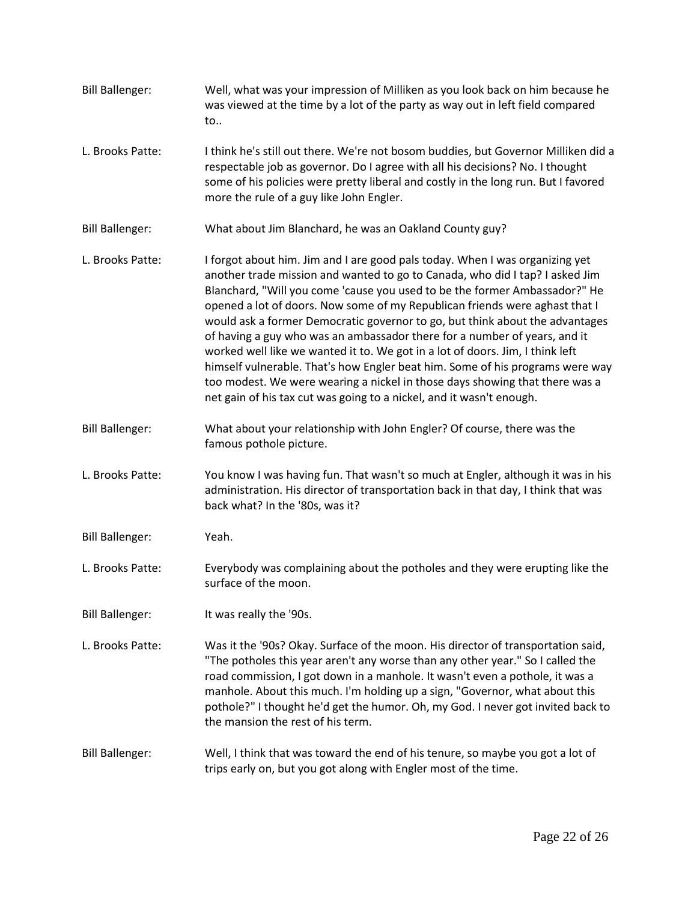Bill Ballenger: Well, what was your impression of Milliken as you look back on him because he was viewed at the time by a lot of the party as way out in left field compared to..

L. Brooks Patte: I think he's still out there. We're not bosom buddies, but Governor Milliken did a respectable job as governor. Do I agree with all his decisions? No. I thought some of his policies were pretty liberal and costly in the long run. But I favored more the rule of a guy like John Engler.

Bill Ballenger: What about Jim Blanchard, he was an Oakland County guy?

L. Brooks Patte: I forgot about him. Jim and I are good pals today. When I was organizing yet another trade mission and wanted to go to Canada, who did I tap? I asked Jim Blanchard, "Will you come 'cause you used to be the former Ambassador?" He opened a lot of doors. Now some of my Republican friends were aghast that I would ask a former Democratic governor to go, but think about the advantages of having a guy who was an ambassador there for a number of years, and it worked well like we wanted it to. We got in a lot of doors. Jim, I think left himself vulnerable. That's how Engler beat him. Some of his programs were way too modest. We were wearing a nickel in those days showing that there was a net gain of his tax cut was going to a nickel, and it wasn't enough.

Bill Ballenger: What about your relationship with John Engler? Of course, there was the famous pothole picture.

L. Brooks Patte: You know I was having fun. That wasn't so much at Engler, although it was in his administration. His director of transportation back in that day, I think that was back what? In the '80s, was it?

Bill Ballenger: Yeah.

L. Brooks Patte: Everybody was complaining about the potholes and they were erupting like the surface of the moon.

Bill Ballenger: It was really the '90s.

L. Brooks Patte: Was it the '90s? Okay. Surface of the moon. His director of transportation said, "The potholes this year aren't any worse than any other year." So I called the road commission, I got down in a manhole. It wasn't even a pothole, it was a manhole. About this much. I'm holding up a sign, "Governor, what about this pothole?" I thought he'd get the humor. Oh, my God. I never got invited back to the mansion the rest of his term.

Bill Ballenger: Well, I think that was toward the end of his tenure, so maybe you got a lot of trips early on, but you got along with Engler most of the time.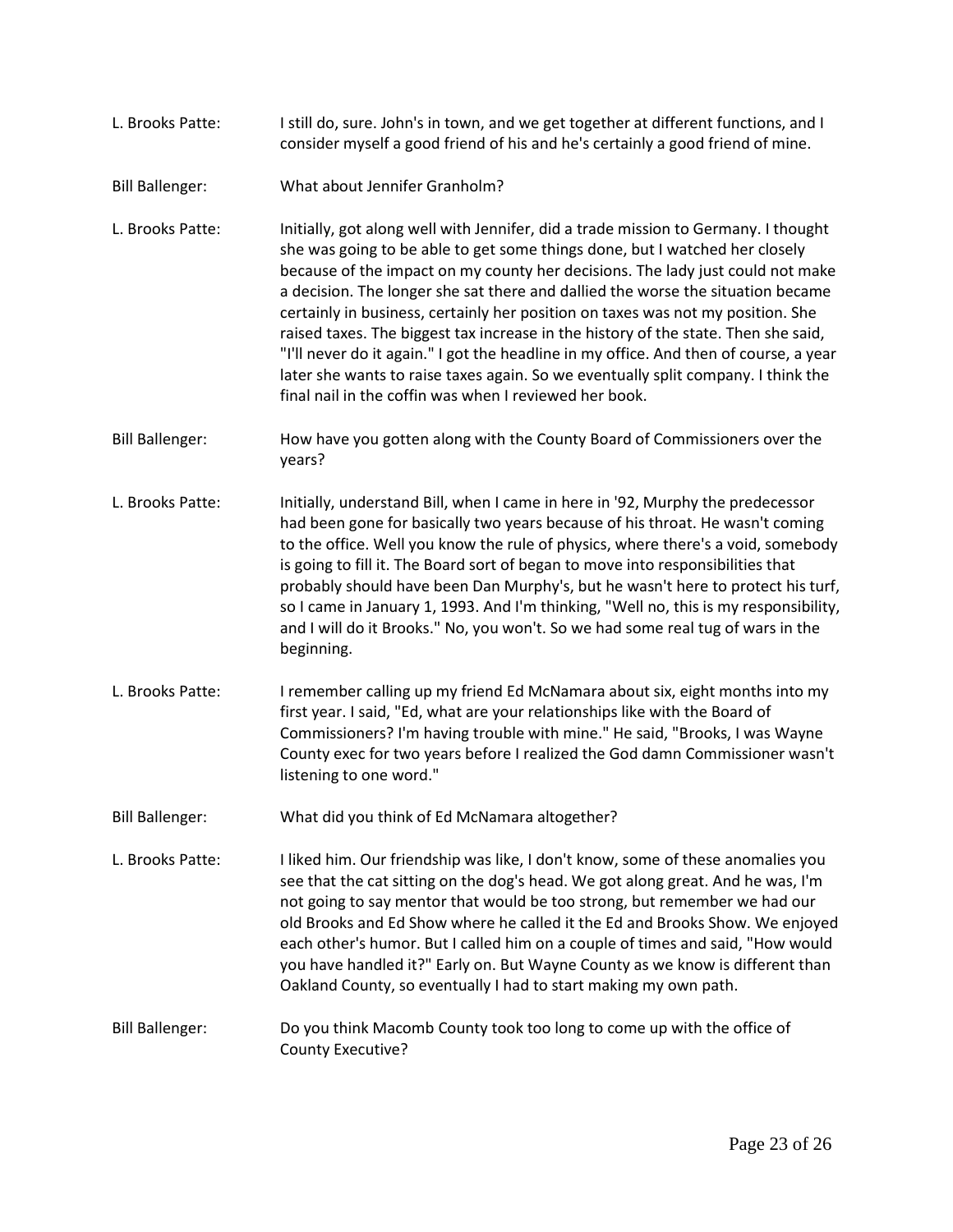L. Brooks Patte: I still do, sure. John's in town, and we get together at different functions, and I consider myself a good friend of his and he's certainly a good friend of mine.

Bill Ballenger: What about Jennifer Granholm?

L. Brooks Patte: Initially, got along well with Jennifer, did a trade mission to Germany. I thought she was going to be able to get some things done, but I watched her closely because of the impact on my county her decisions. The lady just could not make a decision. The longer she sat there and dallied the worse the situation became certainly in business, certainly her position on taxes was not my position. She raised taxes. The biggest tax increase in the history of the state. Then she said, "I'll never do it again." I got the headline in my office. And then of course, a year later she wants to raise taxes again. So we eventually split company. I think the final nail in the coffin was when I reviewed her book.

Bill Ballenger: How have you gotten along with the County Board of Commissioners over the years?

L. Brooks Patte: Initially, understand Bill, when I came in here in '92, Murphy the predecessor had been gone for basically two years because of his throat. He wasn't coming to the office. Well you know the rule of physics, where there's a void, somebody is going to fill it. The Board sort of began to move into responsibilities that probably should have been Dan Murphy's, but he wasn't here to protect his turf, so I came in January 1, 1993. And I'm thinking, "Well no, this is my responsibility, and I will do it Brooks." No, you won't. So we had some real tug of wars in the beginning.

L. Brooks Patte: I remember calling up my friend Ed McNamara about six, eight months into my first year. I said, "Ed, what are your relationships like with the Board of Commissioners? I'm having trouble with mine." He said, "Brooks, I was Wayne County exec for two years before I realized the God damn Commissioner wasn't listening to one word."

Bill Ballenger: What did you think of Ed McNamara altogether?

L. Brooks Patte: I liked him. Our friendship was like, I don't know, some of these anomalies you see that the cat sitting on the dog's head. We got along great. And he was, I'm not going to say mentor that would be too strong, but remember we had our old Brooks and Ed Show where he called it the Ed and Brooks Show. We enjoyed each other's humor. But I called him on a couple of times and said, "How would you have handled it?" Early on. But Wayne County as we know is different than Oakland County, so eventually I had to start making my own path.

Bill Ballenger: Do you think Macomb County took too long to come up with the office of County Executive?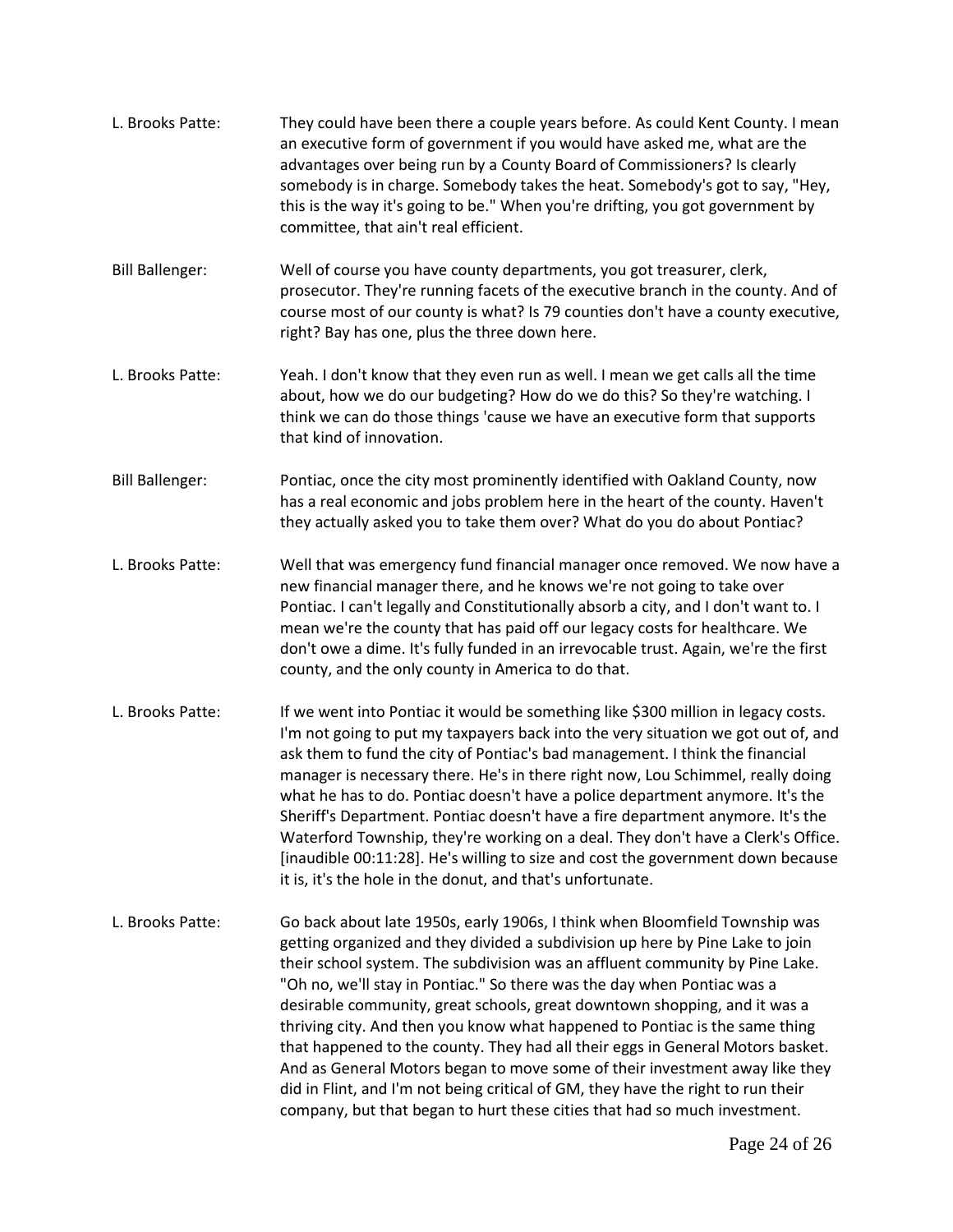L. Brooks Patte: They could have been there a couple years before. As could Kent County. I mean an executive form of government if you would have asked me, what are the advantages over being run by a County Board of Commissioners? Is clearly somebody is in charge. Somebody takes the heat. Somebody's got to say, "Hey, this is the way it's going to be." When you're drifting, you got government by committee, that ain't real efficient.

Bill Ballenger: Well of course you have county departments, you got treasurer, clerk, prosecutor. They're running facets of the executive branch in the county. And of course most of our county is what? Is 79 counties don't have a county executive, right? Bay has one, plus the three down here.

L. Brooks Patte: Yeah. I don't know that they even run as well. I mean we get calls all the time about, how we do our budgeting? How do we do this? So they're watching. I think we can do those things 'cause we have an executive form that supports that kind of innovation.

Bill Ballenger: Pontiac, once the city most prominently identified with Oakland County, now has a real economic and jobs problem here in the heart of the county. Haven't they actually asked you to take them over? What do you do about Pontiac?

L. Brooks Patte: Well that was emergency fund financial manager once removed. We now have a new financial manager there, and he knows we're not going to take over Pontiac. I can't legally and Constitutionally absorb a city, and I don't want to. I mean we're the county that has paid off our legacy costs for healthcare. We don't owe a dime. It's fully funded in an irrevocable trust. Again, we're the first county, and the only county in America to do that.

L. Brooks Patte: If we went into Pontiac it would be something like $300 million in legacy costs. I'm not going to put my taxpayers back into the very situation we got out of, and ask them to fund the city of Pontiac's bad management. I think the financial manager is necessary there. He's in there right now, Lou Schimmel, really doing what he has to do. Pontiac doesn't have a police department anymore. It's the Sheriff's Department. Pontiac doesn't have a fire department anymore. It's the Waterford Township, they're working on a deal. They don't have a Clerk's Office. [inaudible 00:11:28]. He's willing to size and cost the government down because it is, it's the hole in the donut, and that's unfortunate.

L. Brooks Patte: Go back about late 1950s, early 1906s, I think when Bloomfield Township was getting organized and they divided a subdivision up here by Pine Lake to join their school system. The subdivision was an affluent community by Pine Lake. "Oh no, we'll stay in Pontiac." So there was the day when Pontiac was a desirable community, great schools, great downtown shopping, and it was a thriving city. And then you know what happened to Pontiac is the same thing that happened to the county. They had all their eggs in General Motors basket. And as General Motors began to move some of their investment away like they did in Flint, and I'm not being critical of GM, they have the right to run their company, but that began to hurt these cities that had so much investment.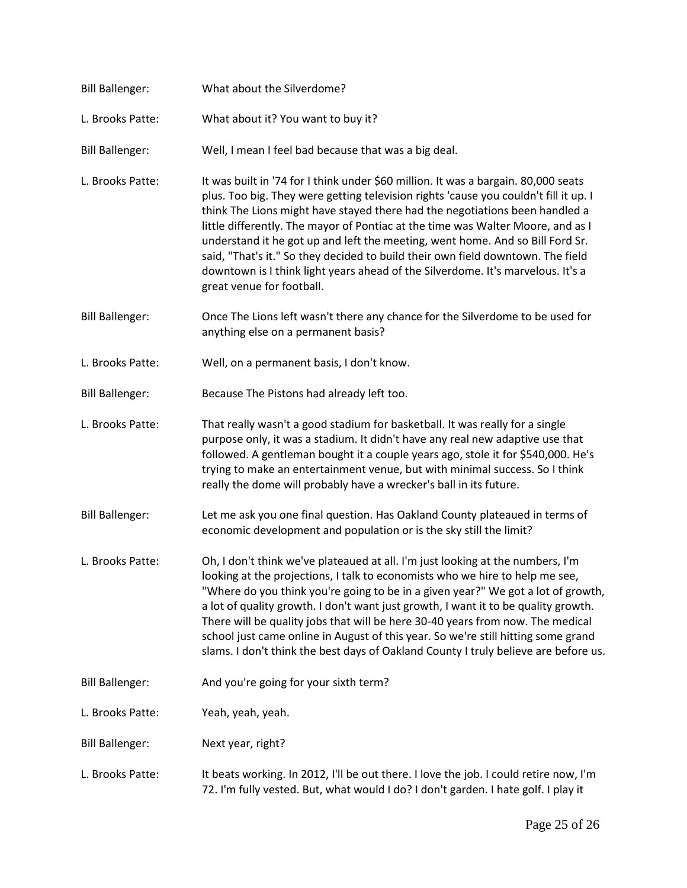**Bill Ballenger:** What about the Silverdome?

**L. Brooks Patte:** What about it? You want to buy it?

**Bill Ballenger:** Well, I mean I feel bad because that was a big deal.

**L. Brooks Patte:** It was built in '74 for I think under $60 million. It was a bargain. 80,000 seats plus. Too big. They were getting television rights 'cause you couldn't fill it up. I think The Lions might have stayed there had the negotiations been handled a little differently. The mayor of Pontiac at the time was Walter Moore, and as I understand it he got up and left the meeting, went home. And so Bill Ford Sr. said, "That's it." So they decided to build their own field downtown. The field downtown is I think light years ahead of the Silverdome. It's marvelous. It's a great venue for football.

**Bill Ballenger:** Once The Lions left wasn't there any chance for the Silverdome to be used for anything else on a permanent basis?

**L. Brooks Patte:** Well, on a permanent basis, I don't know.

**Bill Ballenger:** Because The Pistons had already left too.

**L. Brooks Patte:** That really wasn't a good stadium for basketball. It was really for a single purpose only, it was a stadium. It didn't have any real new adaptive use that followed. A gentleman bought it a couple years ago, stole it for $540,000. He's trying to make an entertainment venue, but with minimal success. So I think really the dome will probably have a wrecker's ball in its future.

**Bill Ballenger:** Let me ask you one final question. Has Oakland County plateaued in terms of economic development and population or is the sky still the limit?

**L. Brooks Patte:** Oh, I don't think we've plateaued at all. I'm just looking at the numbers, I'm looking at the projections, I talk to economists who we hire to help me see, "Where do you think you're going to be in a given year?" We got a lot of growth, a lot of quality growth. I don't want just growth, I want it to be quality growth. There will be quality jobs that will be here 30-40 years from now. The medical school just came online in August of this year. So we're still hitting some grand slams. I don't think the best days of Oakland County I truly believe are before us.

**Bill Ballenger:** And you're going for your sixth term?

**L. Brooks Patte:** Yeah, yeah, yeah.

**Bill Ballenger:** Next year, right?

**L. Brooks Patte:** It beats working. In 2012, I'll be out there. I love the job. I could retire now, I'm 72. I'm fully vested. But, what would I do? I don't garden. I hate golf. I play it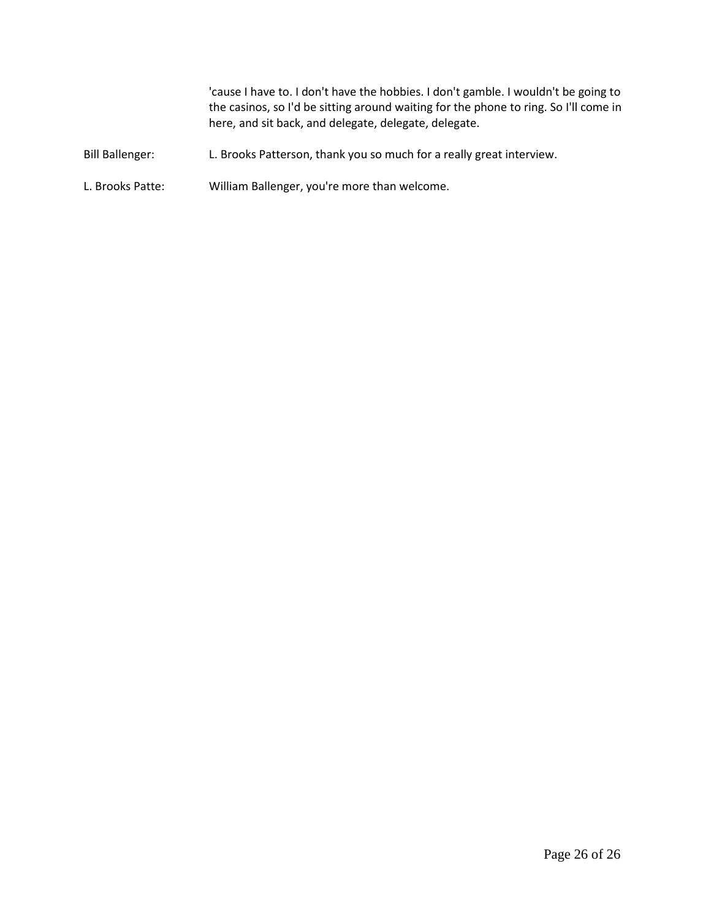'cause I have to. I don't have the hobbies. I don't gamble. I wouldn't be going to the casinos, so I'd be sitting around waiting for the phone to ring. So I'll come in here, and sit back, and delegate, delegate, delegate.

Bill Ballenger: L. Brooks Patterson, thank you so much for a really great interview.

L. Brooks Patte: William Ballenger, you're more than welcome.